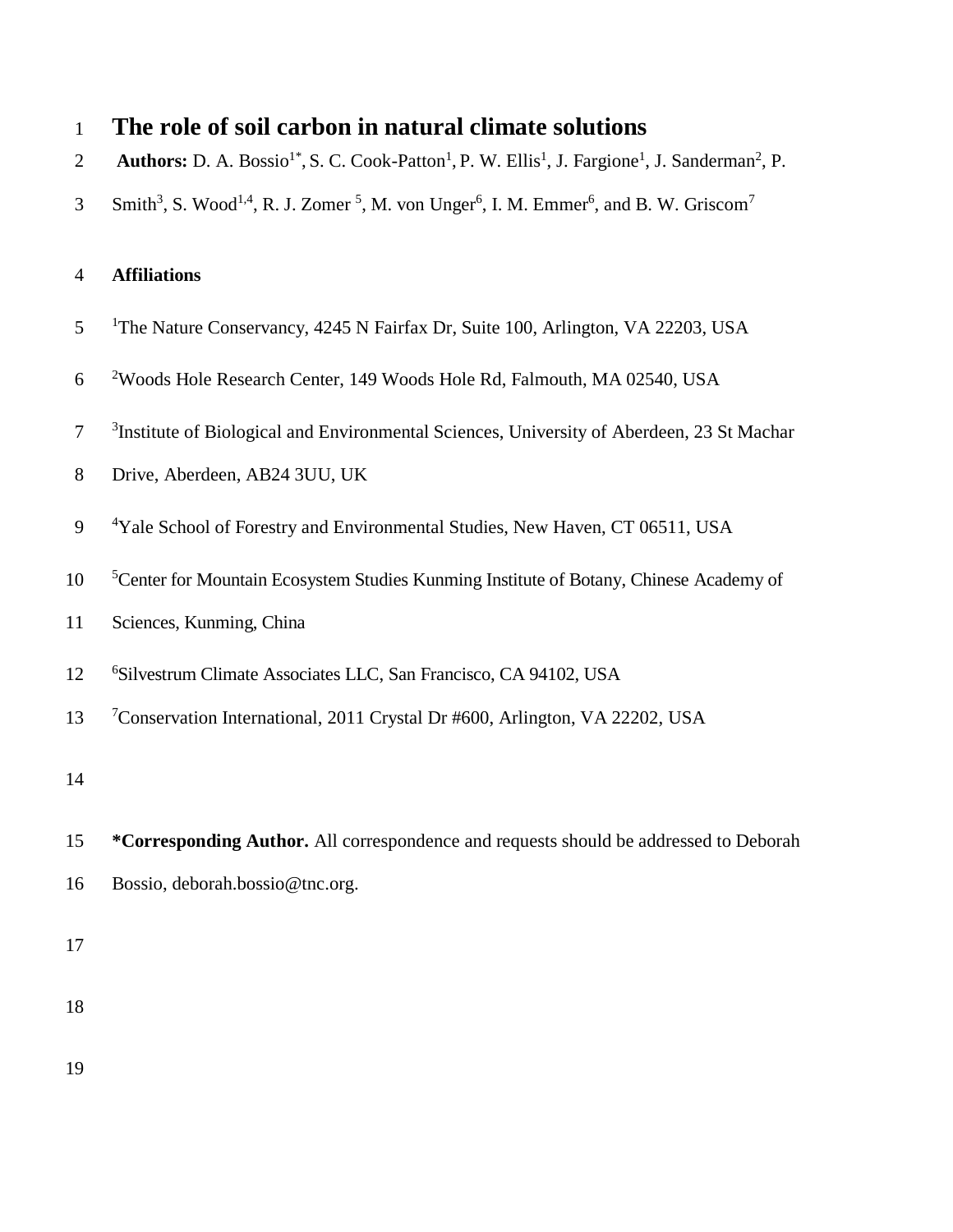# The role of soil carbon in natural climate solutions

**Authors:** D. A. Bossio[1*], S. C. Cook-Patton[1], P. W. Ellis[1], J. Fargione[1], J. Sanderman[2], P. Smith[3], S. Wood[1,4], R. J. Zomer [5], M. von Unger[6], I. M. Emmer[6], and B. W. Griscom[7]

**Affiliations**

[1]The Nature Conservancy, 4245 N Fairfax Dr, Suite 100, Arlington, VA 22203, USA

[2]Woods Hole Research Center, 149 Woods Hole Rd, Falmouth, MA 02540, USA

[3]Institute of Biological and Environmental Sciences, University of Aberdeen, 23 St Machar Drive, Aberdeen, AB24 3UU, UK

[4]Yale School of Forestry and Environmental Studies, New Haven, CT 06511, USA

[5]Center for Mountain Ecosystem Studies Kunming Institute of Botany, Chinese Academy of Sciences, Kunming, China

[6]Silvestrum Climate Associates LLC, San Francisco, CA 94102, USA

[7]Conservation International, 2011 Crystal Dr #600, Arlington, VA 22202, USA

**\*Corresponding Author.** All correspondence and requests should be addressed to Deborah Bossio, deborah.bossio@tnc.org.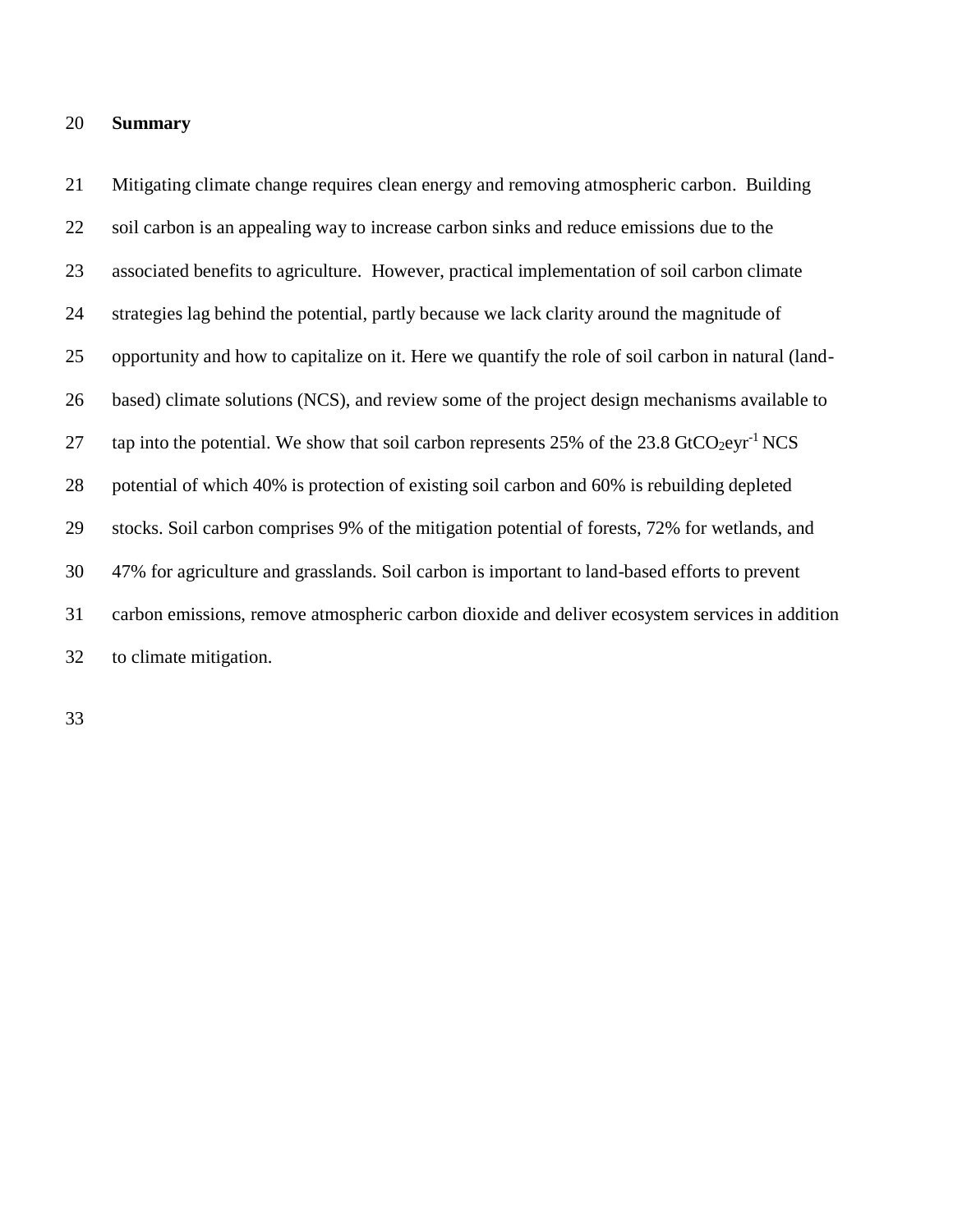## Summary

Mitigating climate change requires clean energy and removing atmospheric carbon. Building soil carbon is an appealing way to increase carbon sinks and reduce emissions due to the associated benefits to agriculture. However, practical implementation of soil carbon climate strategies lag behind the potential, partly because we lack clarity around the magnitude of opportunity and how to capitalize on it. Here we quantify the role of soil carbon in natural (land-based) climate solutions (NCS), and review some of the project design mechanisms available to tap into the potential. We show that soil carbon represents 25% of the 23.8 $GtCO_2e yr^{-1}$ NCS potential of which 40% is protection of existing soil carbon and 60% is rebuilding depleted stocks. Soil carbon comprises 9% of the mitigation potential of forests, 72% for wetlands, and 47% for agriculture and grasslands. Soil carbon is important to land-based efforts to prevent carbon emissions, remove atmospheric carbon dioxide and deliver ecosystem services in addition to climate mitigation.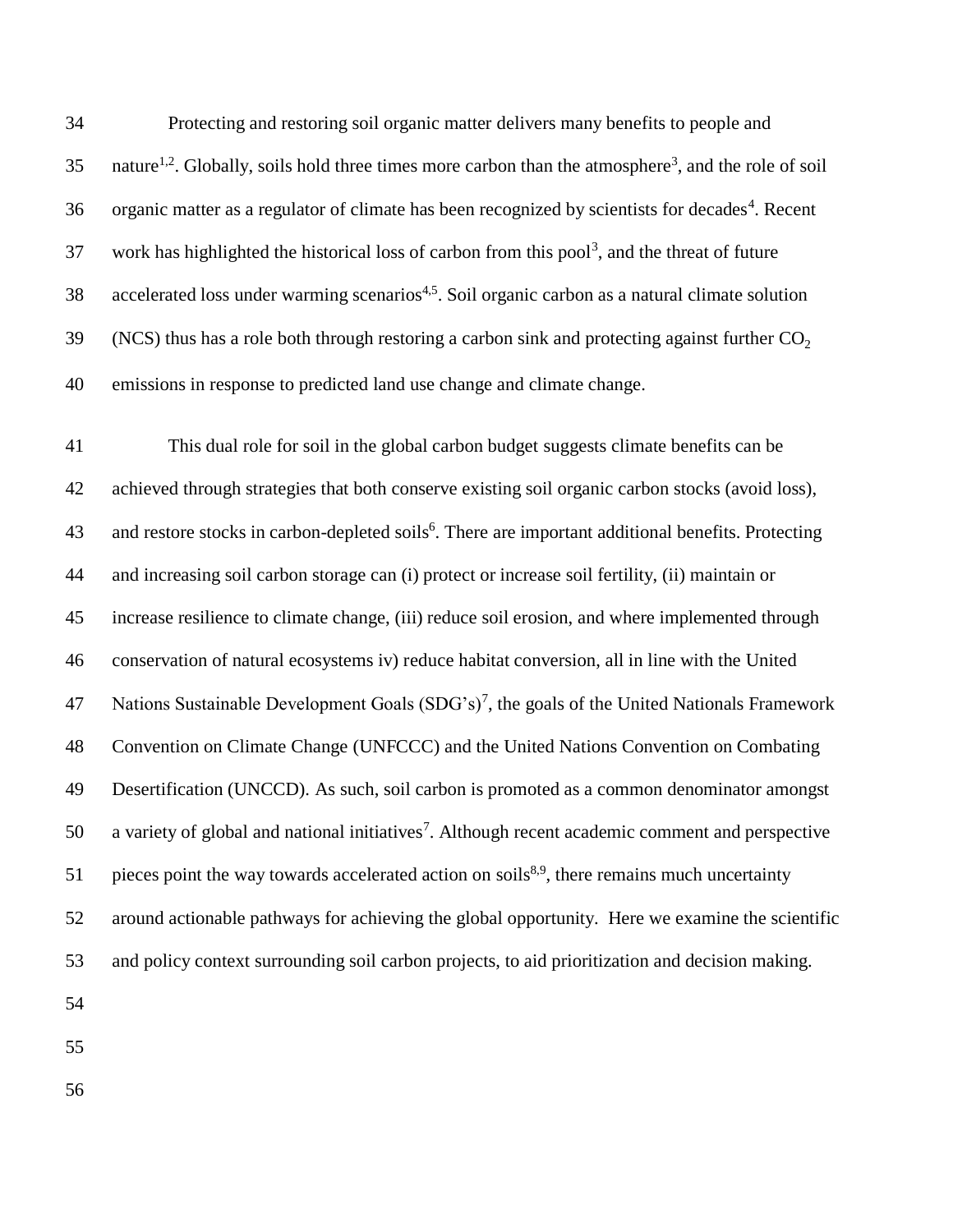Protecting and restoring soil organic matter delivers many benefits to people and nature[1,2]. Globally, soils hold three times more carbon than the atmosphere[3], and the role of soil organic matter as a regulator of climate has been recognized by scientists for decades[4]. Recent work has highlighted the historical loss of carbon from this pool[3], and the threat of future accelerated loss under warming scenarios[4,5]. Soil organic carbon as a natural climate solution (NCS) thus has a role both through restoring a carbon sink and protecting against further $CO_2$ emissions in response to predicted land use change and climate change.

This dual role for soil in the global carbon budget suggests climate benefits can be achieved through strategies that both conserve existing soil organic carbon stocks (avoid loss), and restore stocks in carbon-depleted soils[6]. There are important additional benefits. Protecting and increasing soil carbon storage can (i) protect or increase soil fertility, (ii) maintain or increase resilience to climate change, (iii) reduce soil erosion, and where implemented through conservation of natural ecosystems iv) reduce habitat conversion, all in line with the United Nations Sustainable Development Goals (SDG's)[7], the goals of the United Nationals Framework Convention on Climate Change (UNFCCC) and the United Nations Convention on Combating Desertification (UNCCD). As such, soil carbon is promoted as a common denominator amongst a variety of global and national initiatives[7]. Although recent academic comment and perspective pieces point the way towards accelerated action on soils[8,9], there remains much uncertainty around actionable pathways for achieving the global opportunity. Here we examine the scientific and policy context surrounding soil carbon projects, to aid prioritization and decision making.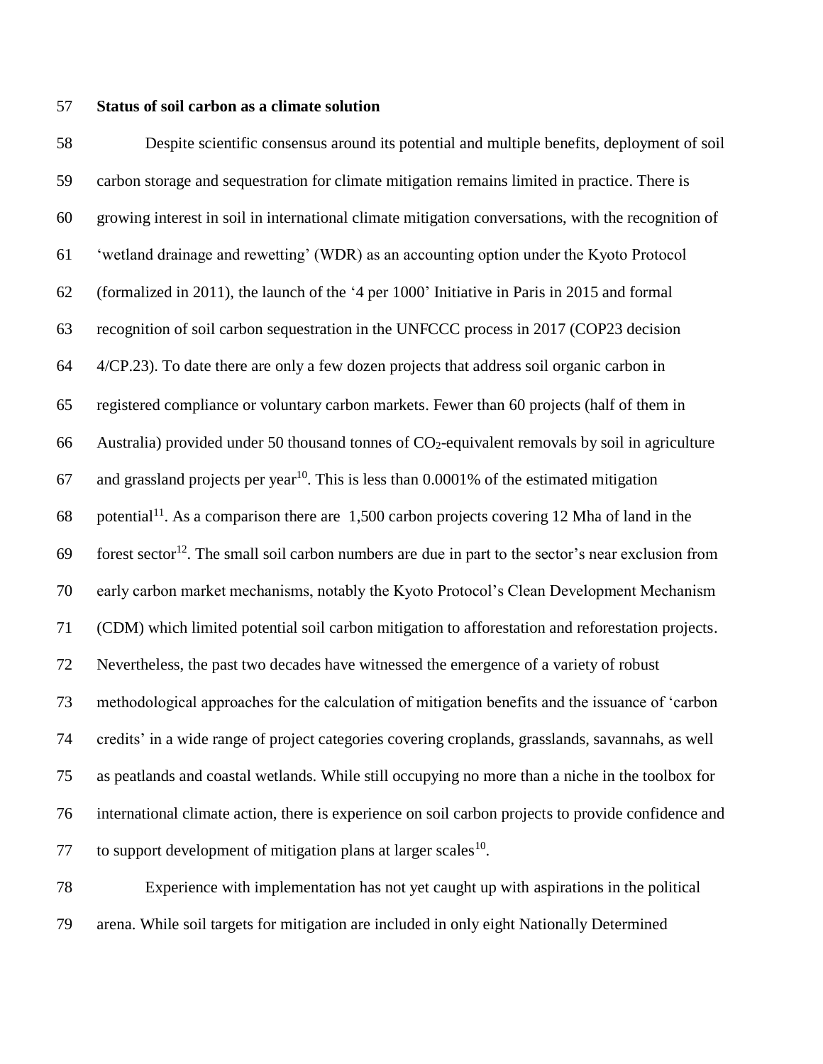## Status of soil carbon as a climate solution

Despite scientific consensus around its potential and multiple benefits, deployment of soil carbon storage and sequestration for climate mitigation remains limited in practice. There is growing interest in soil in international climate mitigation conversations, with the recognition of 'wetland drainage and rewetting' (WDR) as an accounting option under the Kyoto Protocol (formalized in 2011), the launch of the '4 per 1000' Initiative in Paris in 2015 and formal recognition of soil carbon sequestration in the UNFCCC process in 2017 (COP23 decision 4/CP.23). To date there are only a few dozen projects that address soil organic carbon in registered compliance or voluntary carbon markets. Fewer than 60 projects (half of them in Australia) provided under 50 thousand tonnes of $CO_2$-equivalent removals by soil in agriculture and grassland projects per year[10]. This is less than 0.0001% of the estimated mitigation potential[11]. As a comparison there are 1,500 carbon projects covering 12 Mha of land in the forest sector[12]. The small soil carbon numbers are due in part to the sector's near exclusion from early carbon market mechanisms, notably the Kyoto Protocol's Clean Development Mechanism (CDM) which limited potential soil carbon mitigation to afforestation and reforestation projects. Nevertheless, the past two decades have witnessed the emergence of a variety of robust methodological approaches for the calculation of mitigation benefits and the issuance of 'carbon credits' in a wide range of project categories covering croplands, grasslands, savannahs, as well as peatlands and coastal wetlands. While still occupying no more than a niche in the toolbox for international climate action, there is experience on soil carbon projects to provide confidence and to support development of mitigation plans at larger scales[10].

Experience with implementation has not yet caught up with aspirations in the political arena. While soil targets for mitigation are included in only eight Nationally Determined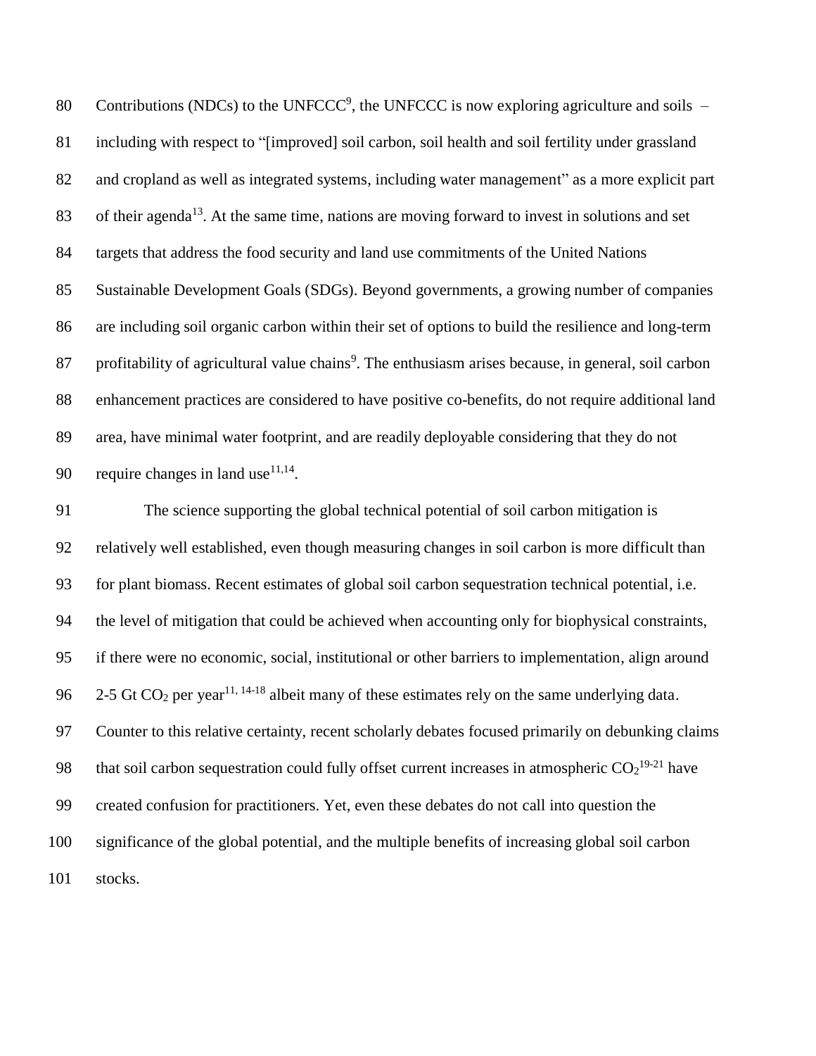Contributions (NDCs) to the UNFCCC[9], the UNFCCC is now exploring agriculture and soils – including with respect to "[improved] soil carbon, soil health and soil fertility under grassland and cropland as well as integrated systems, including water management" as a more explicit part of their agenda[13]. At the same time, nations are moving forward to invest in solutions and set targets that address the food security and land use commitments of the United Nations Sustainable Development Goals (SDGs). Beyond governments, a growing number of companies are including soil organic carbon within their set of options to build the resilience and long-term profitability of agricultural value chains[9]. The enthusiasm arises because, in general, soil carbon enhancement practices are considered to have positive co-benefits, do not require additional land area, have minimal water footprint, and are readily deployable considering that they do not require changes in land use[11,14].

The science supporting the global technical potential of soil carbon mitigation is relatively well established, even though measuring changes in soil carbon is more difficult than for plant biomass. Recent estimates of global soil carbon sequestration technical potential, i.e. the level of mitigation that could be achieved when accounting only for biophysical constraints, if there were no economic, social, institutional or other barriers to implementation, align around 2-5 Gt $CO_2$ per year[11, 14-18] albeit many of these estimates rely on the same underlying data. Counter to this relative certainty, recent scholarly debates focused primarily on debunking claims that soil carbon sequestration could fully offset current increases in atmospheric $CO_2$[19-21] have created confusion for practitioners. Yet, even these debates do not call into question the significance of the global potential, and the multiple benefits of increasing global soil carbon stocks.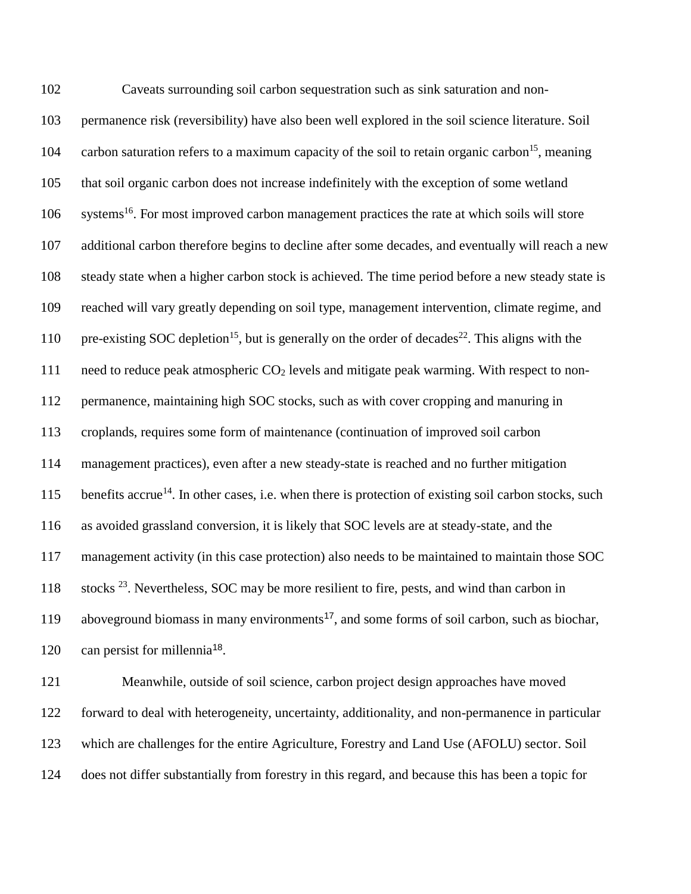Caveats surrounding soil carbon sequestration such as sink saturation and non-permanence risk (reversibility) have also been well explored in the soil science literature. Soil carbon saturation refers to a maximum capacity of the soil to retain organic carbon[15], meaning that soil organic carbon does not increase indefinitely with the exception of some wetland systems[16]. For most improved carbon management practices the rate at which soils will store additional carbon therefore begins to decline after some decades, and eventually will reach a new steady state when a higher carbon stock is achieved. The time period before a new steady state is reached will vary greatly depending on soil type, management intervention, climate regime, and pre-existing SOC depletion[15], but is generally on the order of decades[22]. This aligns with the need to reduce peak atmospheric $CO_2$ levels and mitigate peak warming. With respect to non-permanence, maintaining high SOC stocks, such as with cover cropping and manuring in croplands, requires some form of maintenance (continuation of improved soil carbon management practices), even after a new steady-state is reached and no further mitigation benefits accrue[14]. In other cases, i.e. when there is protection of existing soil carbon stocks, such as avoided grassland conversion, it is likely that SOC levels are at steady-state, and the management activity (in this case protection) also needs to be maintained to maintain those SOC stocks [23]. Nevertheless, SOC may be more resilient to fire, pests, and wind than carbon in aboveground biomass in many environments[17], and some forms of soil carbon, such as biochar, can persist for millennia[18].

Meanwhile, outside of soil science, carbon project design approaches have moved forward to deal with heterogeneity, uncertainty, additionality, and non-permanence in particular which are challenges for the entire Agriculture, Forestry and Land Use (AFOLU) sector. Soil does not differ substantially from forestry in this regard, and because this has been a topic for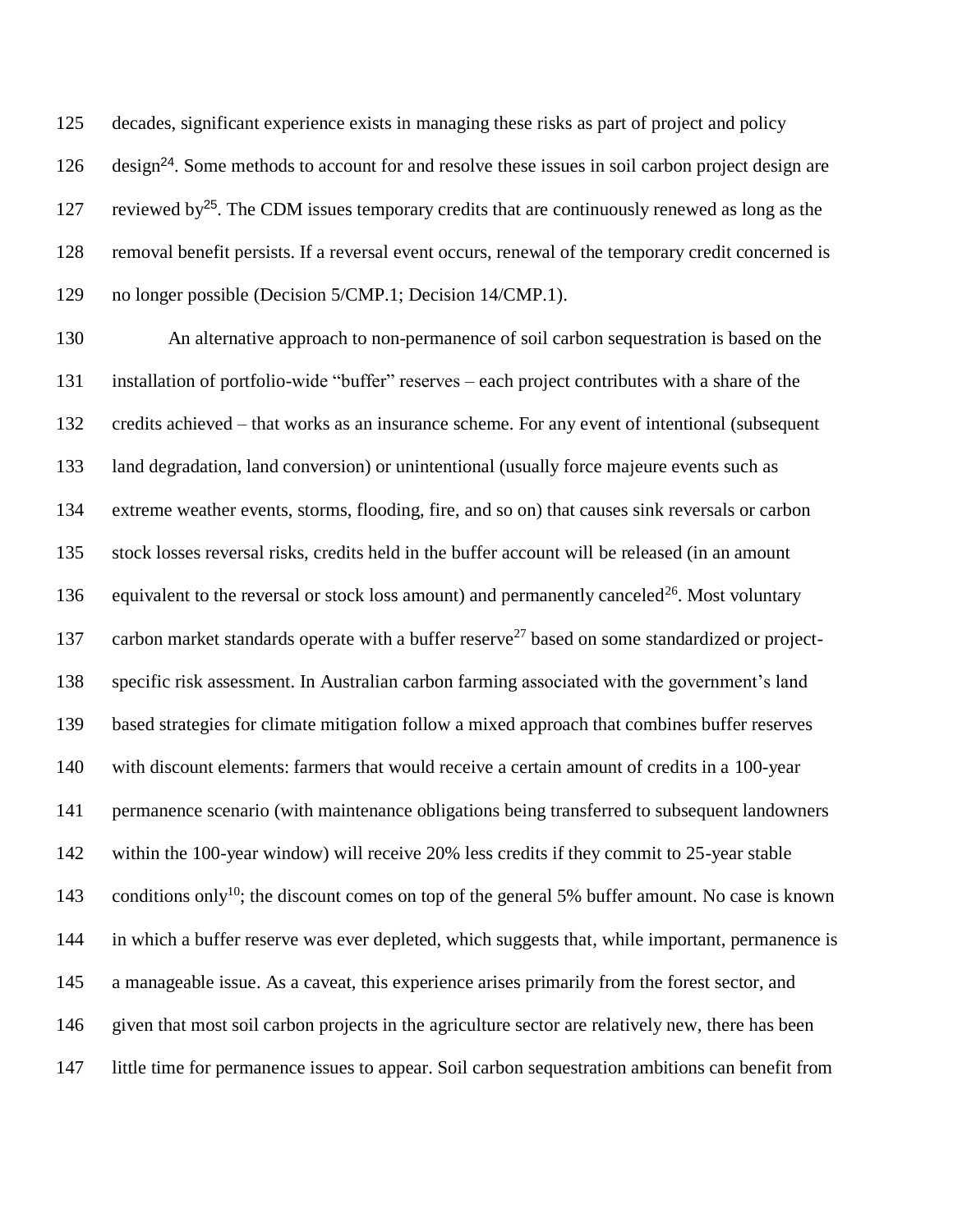decades, significant experience exists in managing these risks as part of project and policy design[24]. Some methods to account for and resolve these issues in soil carbon project design are reviewed by[25]. The CDM issues temporary credits that are continuously renewed as long as the removal benefit persists. If a reversal event occurs, renewal of the temporary credit concerned is no longer possible (Decision 5/CMP.1; Decision 14/CMP.1).

An alternative approach to non-permanence of soil carbon sequestration is based on the installation of portfolio-wide "buffer" reserves – each project contributes with a share of the credits achieved – that works as an insurance scheme. For any event of intentional (subsequent land degradation, land conversion) or unintentional (usually force majeure events such as extreme weather events, storms, flooding, fire, and so on) that causes sink reversals or carbon stock losses reversal risks, credits held in the buffer account will be released (in an amount equivalent to the reversal or stock loss amount) and permanently canceled[26]. Most voluntary carbon market standards operate with a buffer reserve[27] based on some standardized or project-specific risk assessment. In Australian carbon farming associated with the government's land based strategies for climate mitigation follow a mixed approach that combines buffer reserves with discount elements: farmers that would receive a certain amount of credits in a 100-year permanence scenario (with maintenance obligations being transferred to subsequent landowners within the 100-year window) will receive 20% less credits if they commit to 25-year stable conditions only[10]; the discount comes on top of the general 5% buffer amount. No case is known in which a buffer reserve was ever depleted, which suggests that, while important, permanence is a manageable issue. As a caveat, this experience arises primarily from the forest sector, and given that most soil carbon projects in the agriculture sector are relatively new, there has been little time for permanence issues to appear. Soil carbon sequestration ambitions can benefit from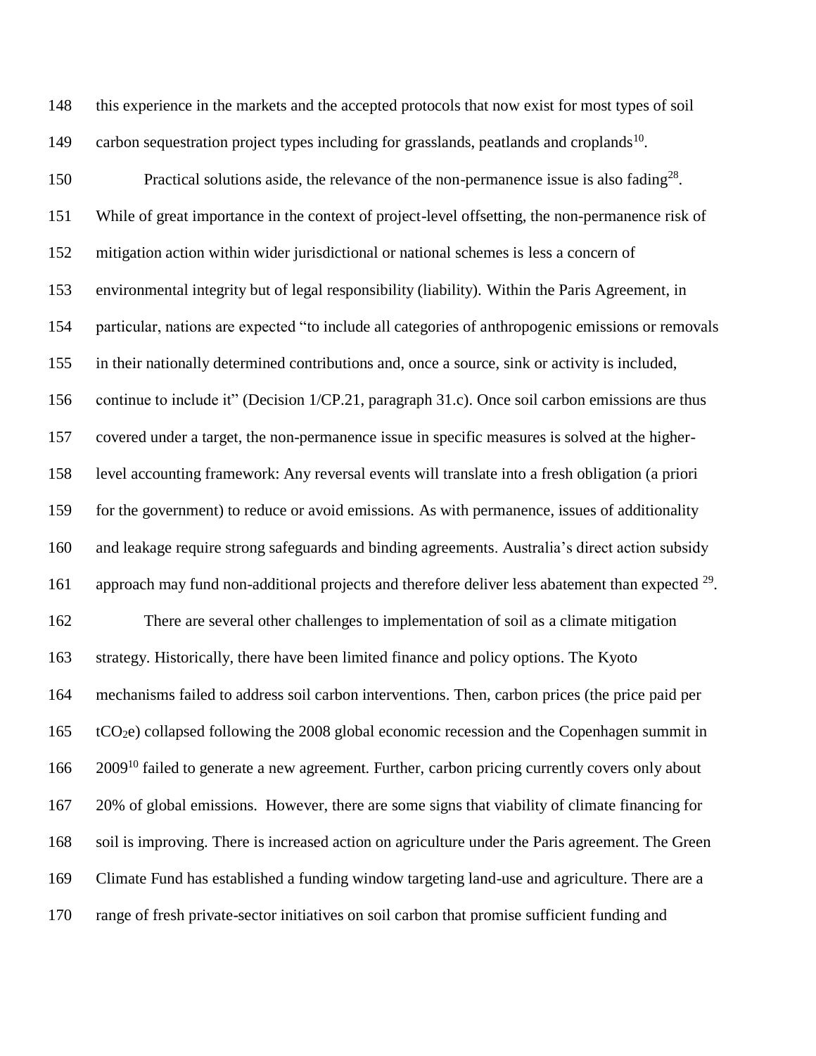this experience in the markets and the accepted protocols that now exist for most types of soil carbon sequestration project types including for grasslands, peatlands and croplands[10].

Practical solutions aside, the relevance of the non-permanence issue is also fading[28]. While of great importance in the context of project-level offsetting, the non-permanence risk of mitigation action within wider jurisdictional or national schemes is less a concern of environmental integrity but of legal responsibility (liability). Within the Paris Agreement, in particular, nations are expected "to include all categories of anthropogenic emissions or removals in their nationally determined contributions and, once a source, sink or activity is included, continue to include it" (Decision 1/CP.21, paragraph 31.c). Once soil carbon emissions are thus covered under a target, the non-permanence issue in specific measures is solved at the higher-level accounting framework: Any reversal events will translate into a fresh obligation (a priori for the government) to reduce or avoid emissions. As with permanence, issues of additionality and leakage require strong safeguards and binding agreements. Australia's direct action subsidy approach may fund non-additional projects and therefore deliver less abatement than expected [29].

There are several other challenges to implementation of soil as a climate mitigation strategy. Historically, there have been limited finance and policy options. The Kyoto mechanisms failed to address soil carbon interventions. Then, carbon prices (the price paid per $tCO_2e$) collapsed following the 2008 global economic recession and the Copenhagen summit in 2009[10] failed to generate a new agreement. Further, carbon pricing currently covers only about 20% of global emissions. However, there are some signs that viability of climate financing for soil is improving. There is increased action on agriculture under the Paris agreement. The Green Climate Fund has established a funding window targeting land-use and agriculture. There are a range of fresh private-sector initiatives on soil carbon that promise sufficient funding and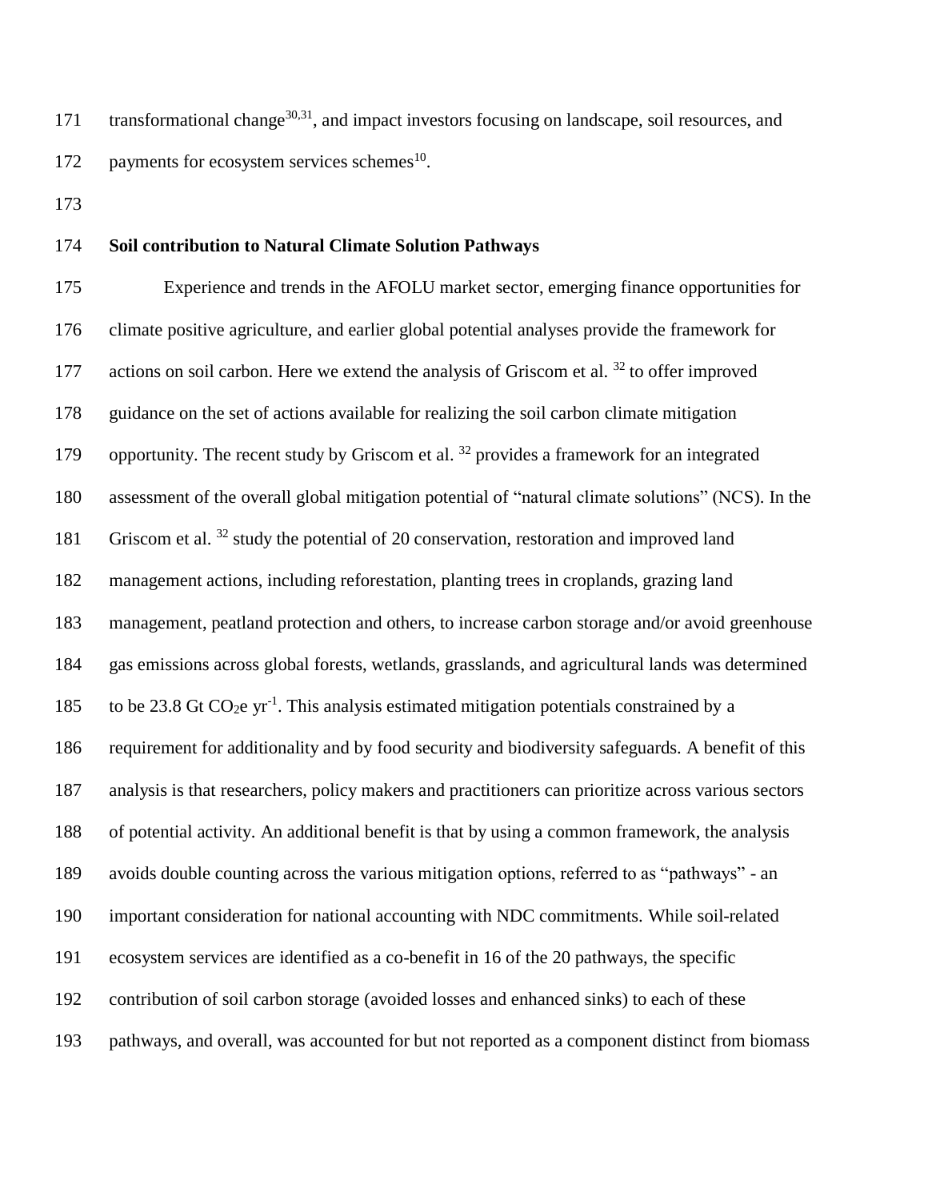transformational change[30,31], and impact investors focusing on landscape, soil resources, and payments for ecosystem services schemes[10].

## Soil contribution to Natural Climate Solution Pathways

Experience and trends in the AFOLU market sector, emerging finance opportunities for climate positive agriculture, and earlier global potential analyses provide the framework for actions on soil carbon. Here we extend the analysis of Griscom et al. [32] to offer improved guidance on the set of actions available for realizing the soil carbon climate mitigation opportunity. The recent study by Griscom et al. [32] provides a framework for an integrated assessment of the overall global mitigation potential of "natural climate solutions" (NCS). In the Griscom et al. [32] study the potential of 20 conservation, restoration and improved land management actions, including reforestation, planting trees in croplands, grazing land management, peatland protection and others, to increase carbon storage and/or avoid greenhouse gas emissions across global forests, wetlands, grasslands, and agricultural lands was determined to be 23.8 Gt $CO_2$e $yr^{-1}$. This analysis estimated mitigation potentials constrained by a requirement for additionality and by food security and biodiversity safeguards. A benefit of this analysis is that researchers, policy makers and practitioners can prioritize across various sectors of potential activity. An additional benefit is that by using a common framework, the analysis avoids double counting across the various mitigation options, referred to as "pathways" - an important consideration for national accounting with NDC commitments. While soil-related ecosystem services are identified as a co-benefit in 16 of the 20 pathways, the specific contribution of soil carbon storage (avoided losses and enhanced sinks) to each of these pathways, and overall, was accounted for but not reported as a component distinct from biomass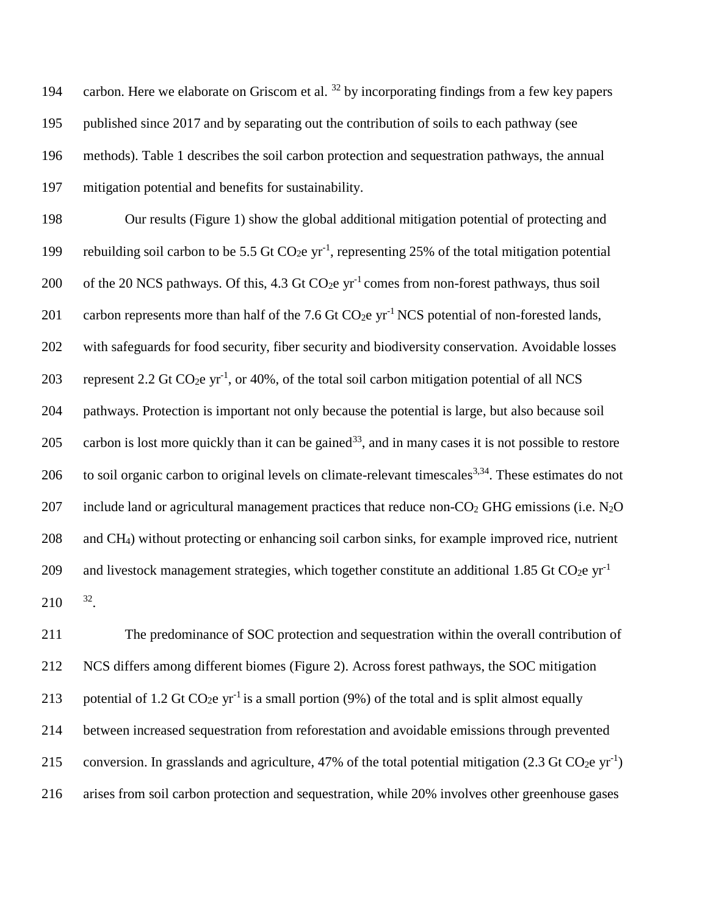carbon. Here we elaborate on Griscom et al. [32] by incorporating findings from a few key papers published since 2017 and by separating out the contribution of soils to each pathway (see methods). Table 1 describes the soil carbon protection and sequestration pathways, the annual mitigation potential and benefits for sustainability.

Our results (Figure 1) show the global additional mitigation potential of protecting and rebuilding soil carbon to be 5.5 Gt $CO_2$e $yr^{-1}$, representing 25% of the total mitigation potential of the 20 NCS pathways. Of this, 4.3 Gt $CO_2$e $yr^{-1}$ comes from non-forest pathways, thus soil carbon represents more than half of the 7.6 Gt $CO_2$e $yr^{-1}$ NCS potential of non-forested lands, with safeguards for food security, fiber security and biodiversity conservation. Avoidable losses represent 2.2 Gt $CO_2$e $yr^{-1}$, or 40%, of the total soil carbon mitigation potential of all NCS pathways. Protection is important not only because the potential is large, but also because soil carbon is lost more quickly than it can be gained[33], and in many cases it is not possible to restore to soil organic carbon to original levels on climate-relevant timescales[3,34]. These estimates do not include land or agricultural management practices that reduce non-$CO_2$ GHG emissions (i.e. $N_2O$ and $CH_4$) without protecting or enhancing soil carbon sinks, for example improved rice, nutrient and livestock management strategies, which together constitute an additional 1.85 Gt $CO_2$e $yr^{-1}$ [32].

The predominance of SOC protection and sequestration within the overall contribution of NCS differs among different biomes (Figure 2). Across forest pathways, the SOC mitigation potential of 1.2 Gt $CO_2$e $yr^{-1}$ is a small portion (9%) of the total and is split almost equally between increased sequestration from reforestation and avoidable emissions through prevented conversion. In grasslands and agriculture, 47% of the total potential mitigation (2.3 Gt $CO_2$e $yr^{-1}$) arises from soil carbon protection and sequestration, while 20% involves other greenhouse gases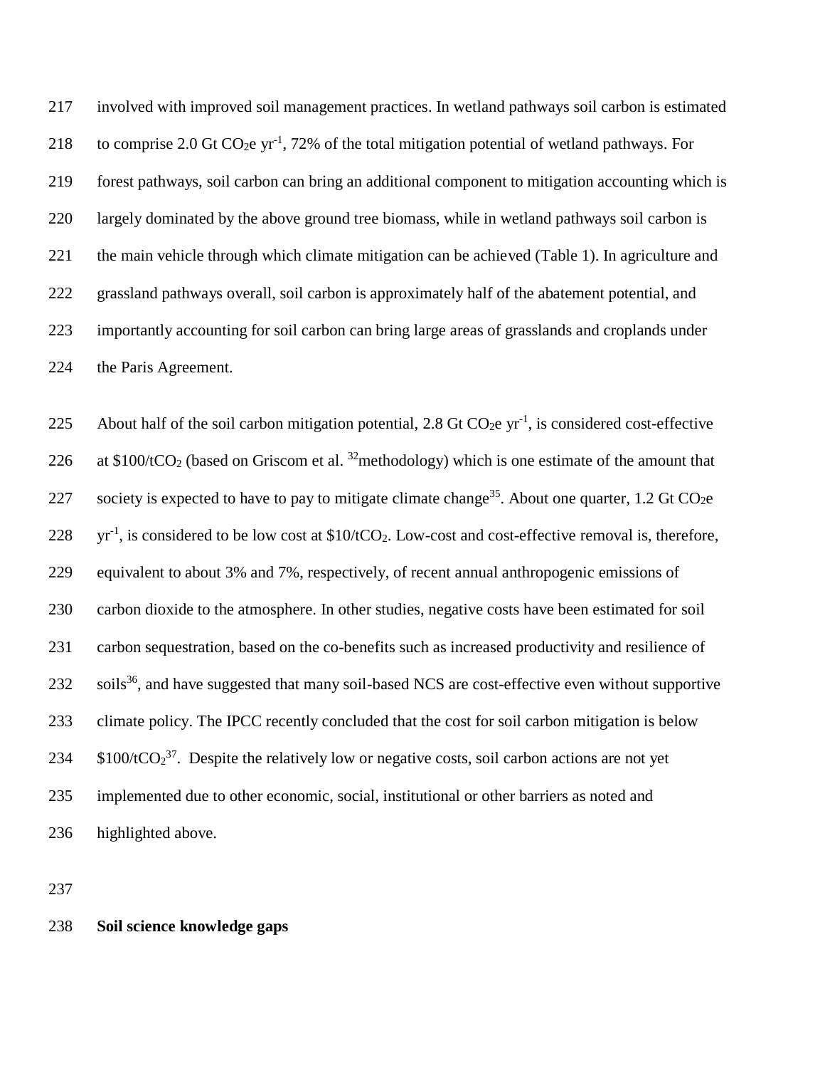involved with improved soil management practices. In wetland pathways soil carbon is estimated to comprise 2.0 Gt $CO_2e$ $yr^{-1}$, 72% of the total mitigation potential of wetland pathways. For forest pathways, soil carbon can bring an additional component to mitigation accounting which is largely dominated by the above ground tree biomass, while in wetland pathways soil carbon is the main vehicle through which climate mitigation can be achieved (Table 1). In agriculture and grassland pathways overall, soil carbon is approximately half of the abatement potential, and importantly accounting for soil carbon can bring large areas of grasslands and croplands under the Paris Agreement.

About half of the soil carbon mitigation potential, 2.8 Gt $CO_2e$ $yr^{-1}$, is considered cost-effective at \$100/t$CO_2$ (based on Griscom et al. [32]methodology) which is one estimate of the amount that society is expected to have to pay to mitigate climate change[35]. About one quarter, 1.2 Gt $CO_2e$ $yr^{-1}$, is considered to be low cost at \$10/t$CO_2$. Low-cost and cost-effective removal is, therefore, equivalent to about 3% and 7%, respectively, of recent annual anthropogenic emissions of carbon dioxide to the atmosphere. In other studies, negative costs have been estimated for soil carbon sequestration, based on the co-benefits such as increased productivity and resilience of soils[36], and have suggested that many soil-based NCS are cost-effective even without supportive climate policy. The IPCC recently concluded that the cost for soil carbon mitigation is below \$100/t$CO_2$[37]. Despite the relatively low or negative costs, soil carbon actions are not yet implemented due to other economic, social, institutional or other barriers as noted and highlighted above.

**Soil science knowledge gaps**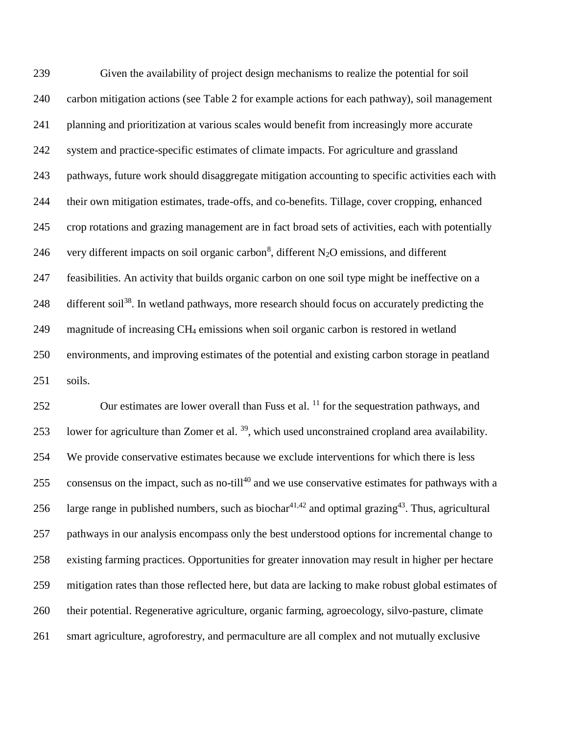Given the availability of project design mechanisms to realize the potential for soil carbon mitigation actions (see Table 2 for example actions for each pathway), soil management planning and prioritization at various scales would benefit from increasingly more accurate system and practice-specific estimates of climate impacts. For agriculture and grassland pathways, future work should disaggregate mitigation accounting to specific activities each with their own mitigation estimates, trade-offs, and co-benefits. Tillage, cover cropping, enhanced crop rotations and grazing management are in fact broad sets of activities, each with potentially very different impacts on soil organic carbon[8], different $N_2O$ emissions, and different feasibilities. An activity that builds organic carbon on one soil type might be ineffective on a different soil[38]. In wetland pathways, more research should focus on accurately predicting the magnitude of increasing $CH_4$ emissions when soil organic carbon is restored in wetland environments, and improving estimates of the potential and existing carbon storage in peatland soils.

Our estimates are lower overall than Fuss et al. [11] for the sequestration pathways, and lower for agriculture than Zomer et al. [39], which used unconstrained cropland area availability. We provide conservative estimates because we exclude interventions for which there is less consensus on the impact, such as no-till[40] and we use conservative estimates for pathways with a large range in published numbers, such as biochar[41,42] and optimal grazing[43]. Thus, agricultural pathways in our analysis encompass only the best understood options for incremental change to existing farming practices. Opportunities for greater innovation may result in higher per hectare mitigation rates than those reflected here, but data are lacking to make robust global estimates of their potential. Regenerative agriculture, organic farming, agroecology, silvo-pasture, climate smart agriculture, agroforestry, and permaculture are all complex and not mutually exclusive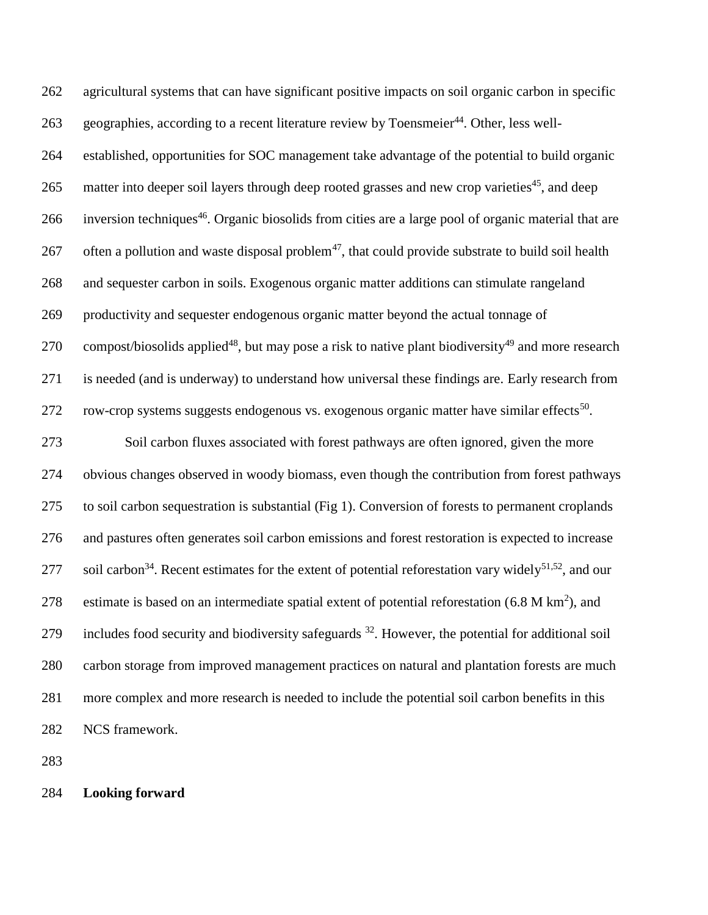agricultural systems that can have significant positive impacts on soil organic carbon in specific geographies, according to a recent literature review by Toensmeier[44]. Other, less well-established, opportunities for SOC management take advantage of the potential to build organic matter into deeper soil layers through deep rooted grasses and new crop varieties[45], and deep inversion techniques[46]. Organic biosolids from cities are a large pool of organic material that are often a pollution and waste disposal problem[47], that could provide substrate to build soil health and sequester carbon in soils. Exogenous organic matter additions can stimulate rangeland productivity and sequester endogenous organic matter beyond the actual tonnage of compost/biosolids applied[48], but may pose a risk to native plant biodiversity[49] and more research is needed (and is underway) to understand how universal these findings are. Early research from row-crop systems suggests endogenous vs. exogenous organic matter have similar effects[50].

Soil carbon fluxes associated with forest pathways are often ignored, given the more obvious changes observed in woody biomass, even though the contribution from forest pathways to soil carbon sequestration is substantial (Fig 1). Conversion of forests to permanent croplands and pastures often generates soil carbon emissions and forest restoration is expected to increase soil carbon[34]. Recent estimates for the extent of potential reforestation vary widely[51,52], and our estimate is based on an intermediate spatial extent of potential reforestation (6.8 M $km^2$), and includes food security and biodiversity safeguards [32]. However, the potential for additional soil carbon storage from improved management practices on natural and plantation forests are much more complex and more research is needed to include the potential soil carbon benefits in this NCS framework.

**Looking forward**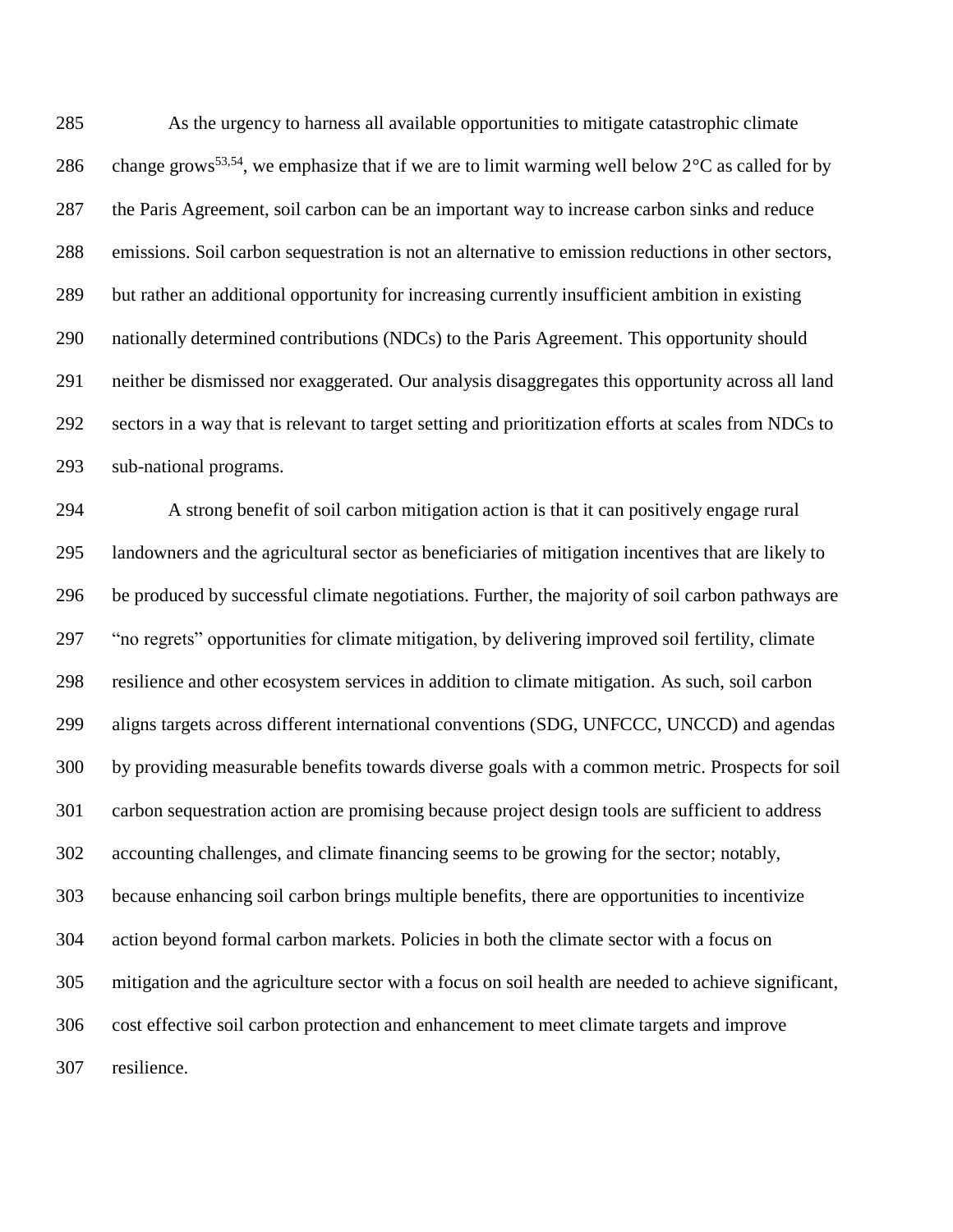As the urgency to harness all available opportunities to mitigate catastrophic climate change grows[53,54], we emphasize that if we are to limit warming well below 2°C as called for by the Paris Agreement, soil carbon can be an important way to increase carbon sinks and reduce emissions. Soil carbon sequestration is not an alternative to emission reductions in other sectors, but rather an additional opportunity for increasing currently insufficient ambition in existing nationally determined contributions (NDCs) to the Paris Agreement. This opportunity should neither be dismissed nor exaggerated. Our analysis disaggregates this opportunity across all land sectors in a way that is relevant to target setting and prioritization efforts at scales from NDCs to sub-national programs.

A strong benefit of soil carbon mitigation action is that it can positively engage rural landowners and the agricultural sector as beneficiaries of mitigation incentives that are likely to be produced by successful climate negotiations. Further, the majority of soil carbon pathways are "no regrets" opportunities for climate mitigation, by delivering improved soil fertility, climate resilience and other ecosystem services in addition to climate mitigation. As such, soil carbon aligns targets across different international conventions (SDG, UNFCCC, UNCCD) and agendas by providing measurable benefits towards diverse goals with a common metric. Prospects for soil carbon sequestration action are promising because project design tools are sufficient to address accounting challenges, and climate financing seems to be growing for the sector; notably, because enhancing soil carbon brings multiple benefits, there are opportunities to incentivize action beyond formal carbon markets. Policies in both the climate sector with a focus on mitigation and the agriculture sector with a focus on soil health are needed to achieve significant, cost effective soil carbon protection and enhancement to meet climate targets and improve resilience.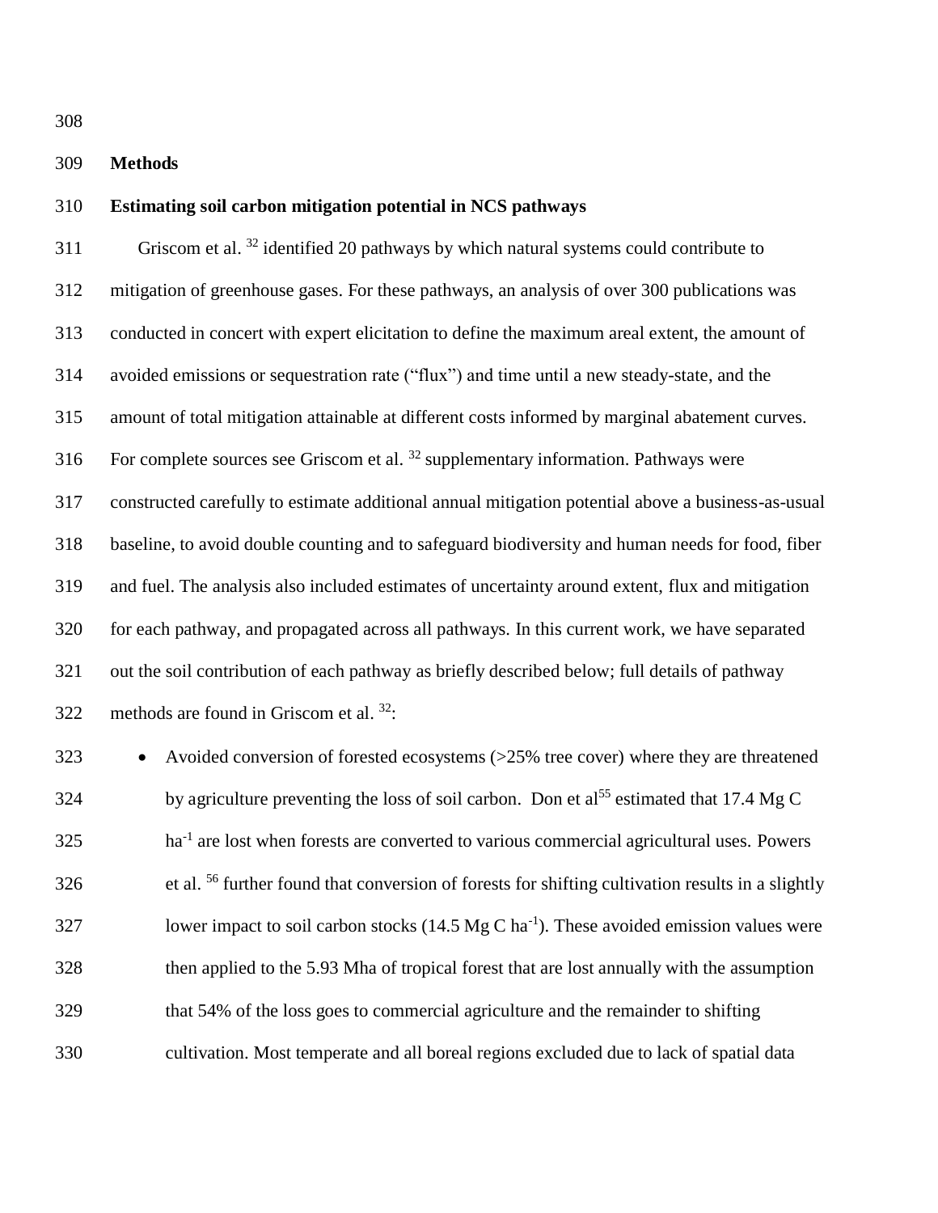## Methods

### Estimating soil carbon mitigation potential in NCS pathways

Griscom et al. [32] identified 20 pathways by which natural systems could contribute to mitigation of greenhouse gases. For these pathways, an analysis of over 300 publications was conducted in concert with expert elicitation to define the maximum areal extent, the amount of avoided emissions or sequestration rate ("flux") and time until a new steady-state, and the amount of total mitigation attainable at different costs informed by marginal abatement curves. For complete sources see Griscom et al. [32] supplementary information. Pathways were constructed carefully to estimate additional annual mitigation potential above a business-as-usual baseline, to avoid double counting and to safeguard biodiversity and human needs for food, fiber and fuel. The analysis also included estimates of uncertainty around extent, flux and mitigation for each pathway, and propagated across all pathways. In this current work, we have separated out the soil contribution of each pathway as briefly described below; full details of pathway methods are found in Griscom et al. [32]:

- Avoided conversion of forested ecosystems (>25% tree cover) where they are threatened by agriculture preventing the loss of soil carbon. Don et al[55] estimated that 17.4 Mg C $ha^{-1}$ are lost when forests are converted to various commercial agricultural uses. Powers et al. [56] further found that conversion of forests for shifting cultivation results in a slightly lower impact to soil carbon stocks (14.5 Mg C $ha^{-1}$). These avoided emission values were then applied to the 5.93 Mha of tropical forest that are lost annually with the assumption that 54% of the loss goes to commercial agriculture and the remainder to shifting cultivation. Most temperate and all boreal regions excluded due to lack of spatial data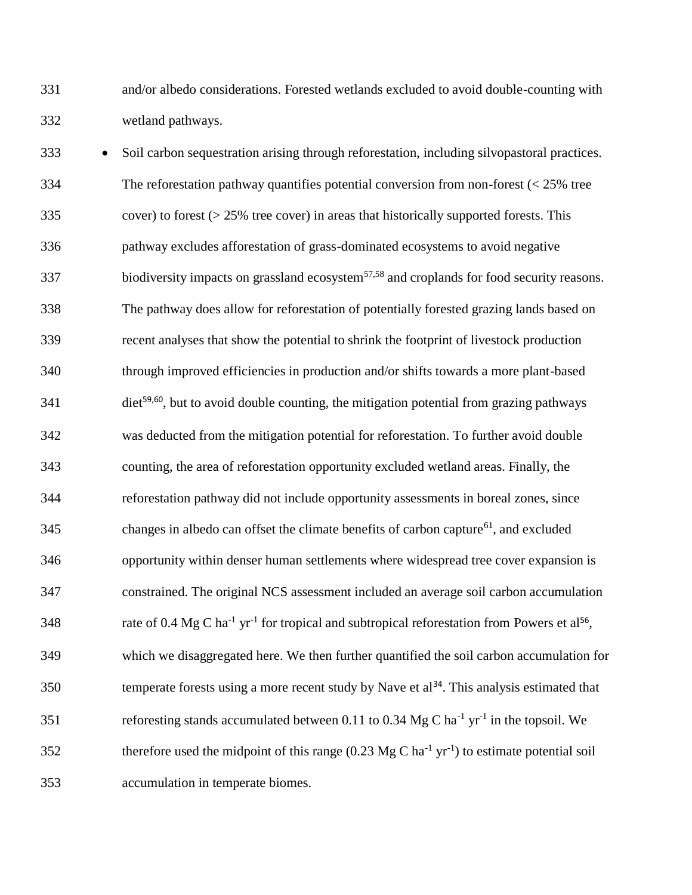and/or albedo considerations. Forested wetlands excluded to avoid double-counting with wetland pathways.

- Soil carbon sequestration arising through reforestation, including silvopastoral practices. The reforestation pathway quantifies potential conversion from non-forest (< 25% tree cover) to forest (> 25% tree cover) in areas that historically supported forests. This pathway excludes afforestation of grass-dominated ecosystems to avoid negative biodiversity impacts on grassland ecosystem[57,58] and croplands for food security reasons. The pathway does allow for reforestation of potentially forested grazing lands based on recent analyses that show the potential to shrink the footprint of livestock production through improved efficiencies in production and/or shifts towards a more plant-based diet[59,60], but to avoid double counting, the mitigation potential from grazing pathways was deducted from the mitigation potential for reforestation. To further avoid double counting, the area of reforestation opportunity excluded wetland areas. Finally, the reforestation pathway did not include opportunity assessments in boreal zones, since changes in albedo can offset the climate benefits of carbon capture[61], and excluded opportunity within denser human settlements where widespread tree cover expansion is constrained. The original NCS assessment included an average soil carbon accumulation rate of 0.4 Mg C $ha^{-1}$ $yr^{-1}$ for tropical and subtropical reforestation from Powers et al[56], which we disaggregated here. We then further quantified the soil carbon accumulation for temperate forests using a more recent study by Nave et al[34]. This analysis estimated that reforesting stands accumulated between 0.11 to 0.34 Mg C $ha^{-1}$ $yr^{-1}$ in the topsoil. We therefore used the midpoint of this range (0.23 Mg C $ha^{-1}$ $yr^{-1}$) to estimate potential soil accumulation in temperate biomes.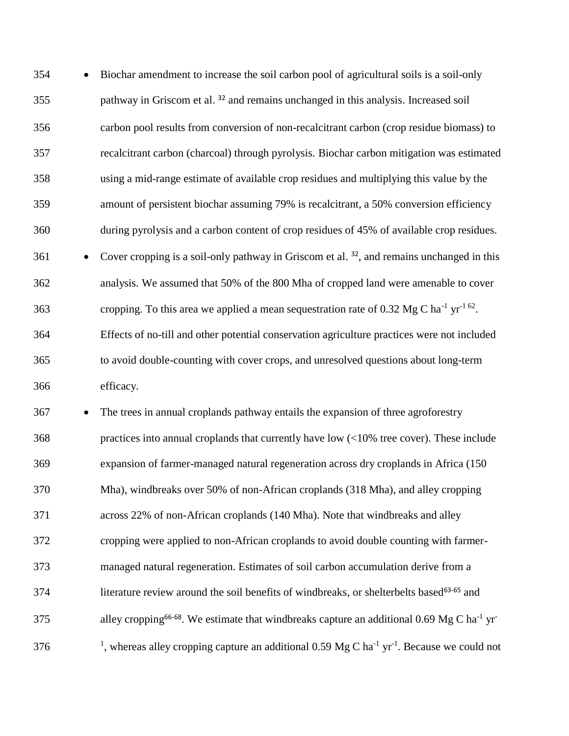- Biochar amendment to increase the soil carbon pool of agricultural soils is a soil-only pathway in Griscom et al. [32] and remains unchanged in this analysis. Increased soil carbon pool results from conversion of non-recalcitrant carbon (crop residue biomass) to recalcitrant carbon (charcoal) through pyrolysis. Biochar carbon mitigation was estimated using a mid-range estimate of available crop residues and multiplying this value by the amount of persistent biochar assuming 79% is recalcitrant, a 50% conversion efficiency during pyrolysis and a carbon content of crop residues of 45% of available crop residues.
- Cover cropping is a soil-only pathway in Griscom et al. [32], and remains unchanged in this analysis. We assumed that 50% of the 800 Mha of cropped land were amenable to cover cropping. To this area we applied a mean sequestration rate of 0.32 Mg C $ha^{-1}$ $yr^{-1}$ [62]. Effects of no-till and other potential conservation agriculture practices were not included to avoid double-counting with cover crops, and unresolved questions about long-term efficacy.
- The trees in annual croplands pathway entails the expansion of three agroforestry practices into annual croplands that currently have low (<10% tree cover). These include expansion of farmer-managed natural regeneration across dry croplands in Africa (150 Mha), windbreaks over 50% of non-African croplands (318 Mha), and alley cropping across 22% of non-African croplands (140 Mha). Note that windbreaks and alley cropping were applied to non-African croplands to avoid double counting with farmer-managed natural regeneration. Estimates of soil carbon accumulation derive from a literature review around the soil benefits of windbreaks, or shelterbelts based[63-65] and alley cropping[66-68]. We estimate that windbreaks capture an additional 0.69 Mg C $ha^{-1}$ $yr^{-1}$, whereas alley cropping capture an additional 0.59 Mg C $ha^{-1}$ $yr^{-1}$. Because we could not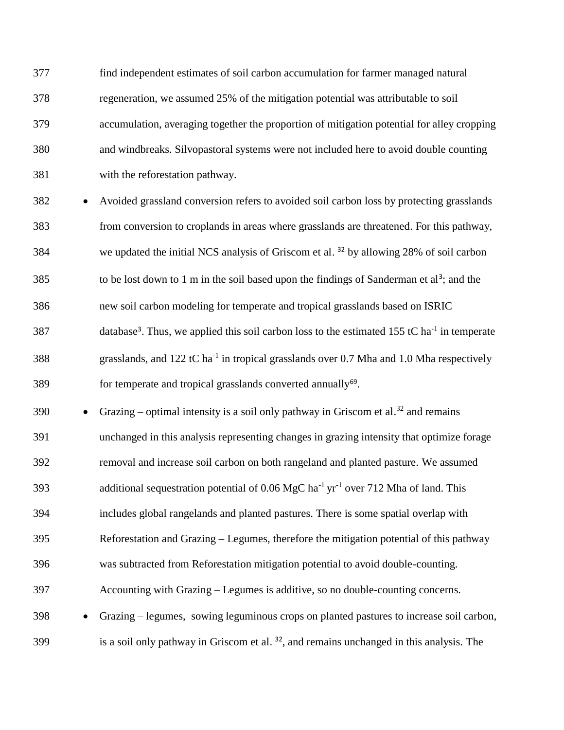find independent estimates of soil carbon accumulation for farmer managed natural regeneration, we assumed 25% of the mitigation potential was attributable to soil accumulation, averaging together the proportion of mitigation potential for alley cropping and windbreaks. Silvopastoral systems were not included here to avoid double counting with the reforestation pathway.

- Avoided grassland conversion refers to avoided soil carbon loss by protecting grasslands from conversion to croplands in areas where grasslands are threatened. For this pathway, we updated the initial NCS analysis of Griscom et al. [32] by allowing 28% of soil carbon to be lost down to 1 m in the soil based upon the findings of Sanderman et al[3]; and the new soil carbon modeling for temperate and tropical grasslands based on ISRIC database[3]. Thus, we applied this soil carbon loss to the estimated 155 tC $ha^{-1}$ in temperate grasslands, and 122 tC $ha^{-1}$ in tropical grasslands over 0.7 Mha and 1.0 Mha respectively for temperate and tropical grasslands converted annually[69].
- Grazing – optimal intensity is a soil only pathway in Griscom et al.[32] and remains unchanged in this analysis representing changes in grazing intensity that optimize forage removal and increase soil carbon on both rangeland and planted pasture. We assumed additional sequestration potential of 0.06 MgC $ha^{-1}$ $yr^{-1}$ over 712 Mha of land. This includes global rangelands and planted pastures. There is some spatial overlap with Reforestation and Grazing – Legumes, therefore the mitigation potential of this pathway was subtracted from Reforestation mitigation potential to avoid double-counting. Accounting with Grazing – Legumes is additive, so no double-counting concerns.
- Grazing – legumes, sowing leguminous crops on planted pastures to increase soil carbon, is a soil only pathway in Griscom et al. [32], and remains unchanged in this analysis. The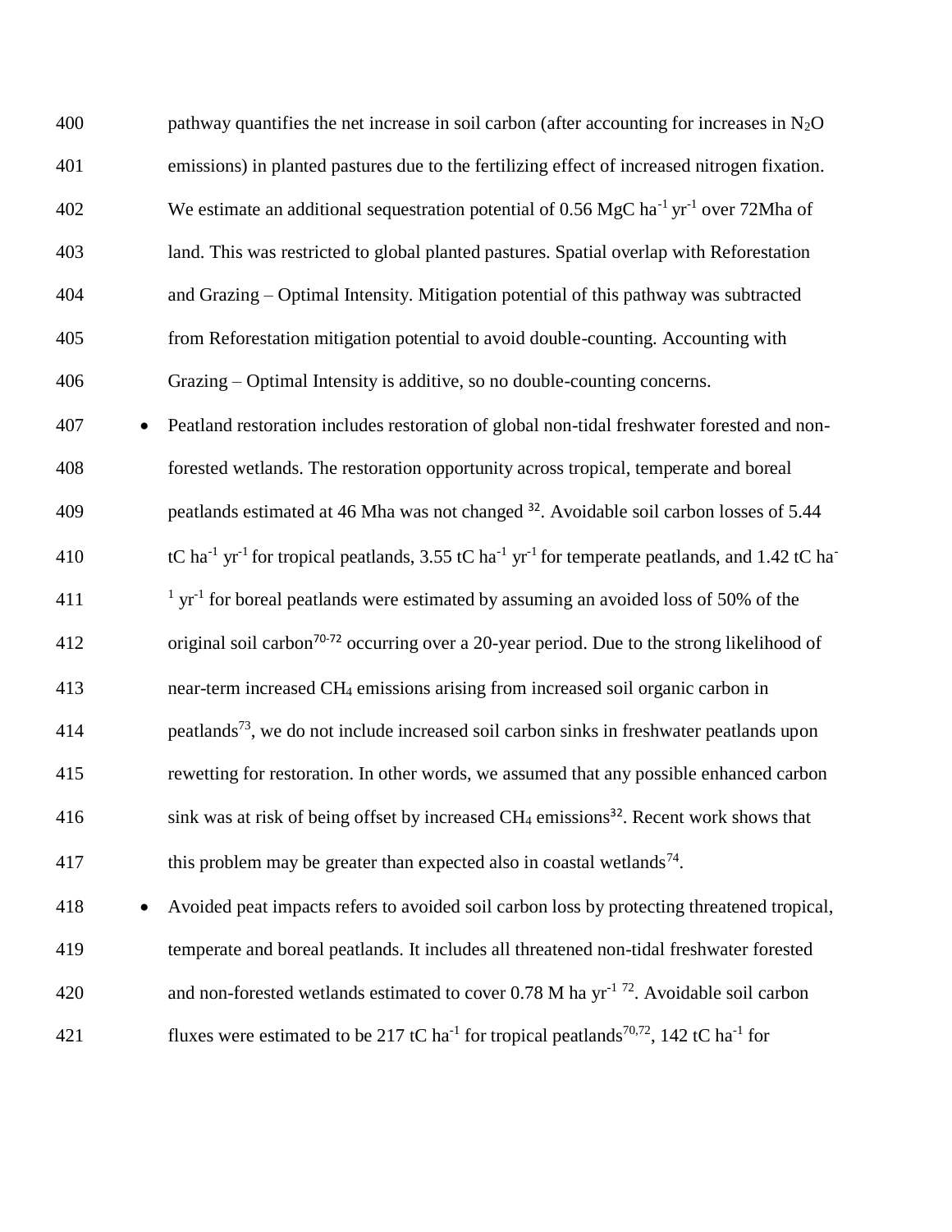pathway quantifies the net increase in soil carbon (after accounting for increases in $N_2O$ emissions) in planted pastures due to the fertilizing effect of increased nitrogen fixation. We estimate an additional sequestration potential of 0.56 MgC $ha^{-1}$ $yr^{-1}$ over 72Mha of land. This was restricted to global planted pastures. Spatial overlap with Reforestation and Grazing – Optimal Intensity. Mitigation potential of this pathway was subtracted from Reforestation mitigation potential to avoid double-counting. Accounting with Grazing – Optimal Intensity is additive, so no double-counting concerns.

- Peatland restoration includes restoration of global non-tidal freshwater forested and non-forested wetlands. The restoration opportunity across tropical, temperate and boreal peatlands estimated at 46 Mha was not changed [32]. Avoidable soil carbon losses of 5.44 tC $ha^{-1}$ $yr^{-1}$ for tropical peatlands, 3.55 tC $ha^{-1}$ $yr^{-1}$ for temperate peatlands, and 1.42 tC $ha^{-1}$ $yr^{-1}$ for boreal peatlands were estimated by assuming an avoided loss of 50% of the original soil carbon[70-72] occurring over a 20-year period. Due to the strong likelihood of near-term increased $CH_4$ emissions arising from increased soil organic carbon in peatlands[73], we do not include increased soil carbon sinks in freshwater peatlands upon rewetting for restoration. In other words, we assumed that any possible enhanced carbon sink was at risk of being offset by increased $CH_4$ emissions[32]. Recent work shows that this problem may be greater than expected also in coastal wetlands[74].
- Avoided peat impacts refers to avoided soil carbon loss by protecting threatened tropical, temperate and boreal peatlands. It includes all threatened non-tidal freshwater forested and non-forested wetlands estimated to cover 0.78 M ha $yr^{-1}$ [72]. Avoidable soil carbon fluxes were estimated to be 217 tC $ha^{-1}$ for tropical peatlands[70,72], 142 tC $ha^{-1}$ for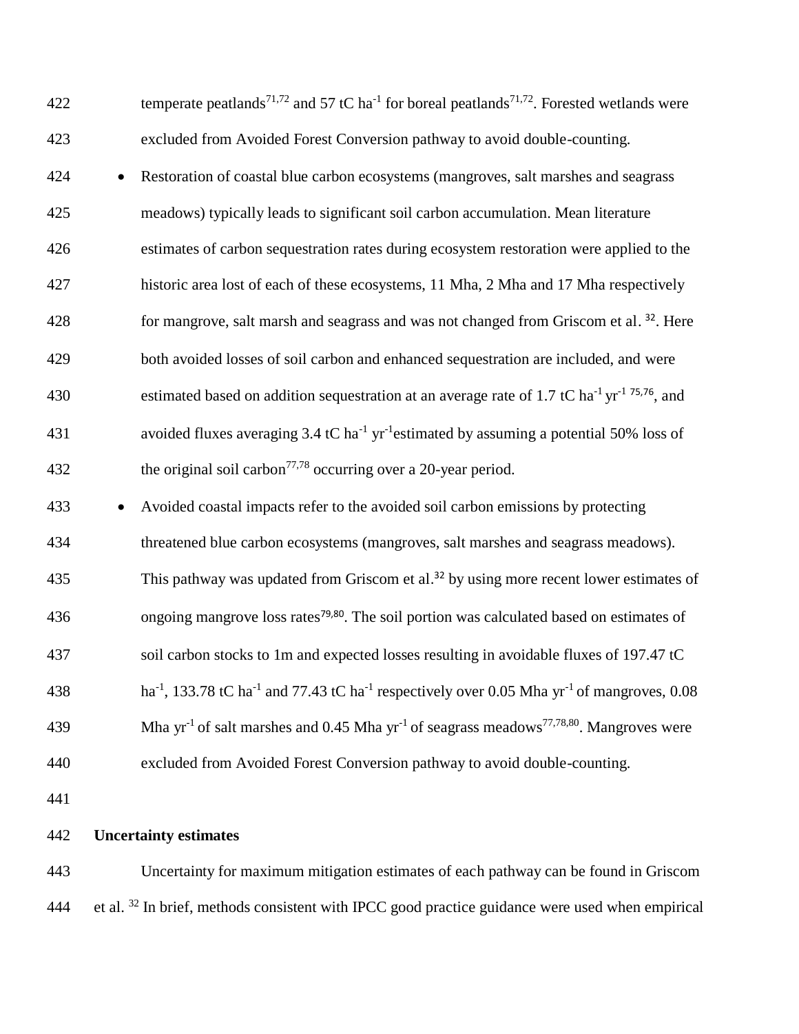temperate peatlands[71,72] and 57 tC $ha^{-1}$ for boreal peatlands[71,72]. Forested wetlands were excluded from Avoided Forest Conversion pathway to avoid double-counting.

- Restoration of coastal blue carbon ecosystems (mangroves, salt marshes and seagrass meadows) typically leads to significant soil carbon accumulation. Mean literature estimates of carbon sequestration rates during ecosystem restoration were applied to the historic area lost of each of these ecosystems, 11 Mha, 2 Mha and 17 Mha respectively for mangrove, salt marsh and seagrass and was not changed from Griscom et al. [32]. Here both avoided losses of soil carbon and enhanced sequestration are included, and were estimated based on addition sequestration at an average rate of 1.7 tC $ha^{-1}$ $yr^{-1}$ [75,76], and avoided fluxes averaging 3.4 tC $ha^{-1}$ $yr^{-1}$estimated by assuming a potential 50% loss of the original soil carbon[77,78] occurring over a 20-year period.
- Avoided coastal impacts refer to the avoided soil carbon emissions by protecting threatened blue carbon ecosystems (mangroves, salt marshes and seagrass meadows). This pathway was updated from Griscom et al.[32] by using more recent lower estimates of ongoing mangrove loss rates[79,80]. The soil portion was calculated based on estimates of soil carbon stocks to 1m and expected losses resulting in avoidable fluxes of 197.47 tC $ha^{-1}$, 133.78 tC $ha^{-1}$ and 77.43 tC $ha^{-1}$ respectively over 0.05 Mha $yr^{-1}$ of mangroves, 0.08 Mha $yr^{-1}$ of salt marshes and 0.45 Mha $yr^{-1}$ of seagrass meadows[77,78,80]. Mangroves were excluded from Avoided Forest Conversion pathway to avoid double-counting.

**Uncertainty estimates**

Uncertainty for maximum mitigation estimates of each pathway can be found in Griscom et al. [32] In brief, methods consistent with IPCC good practice guidance were used when empirical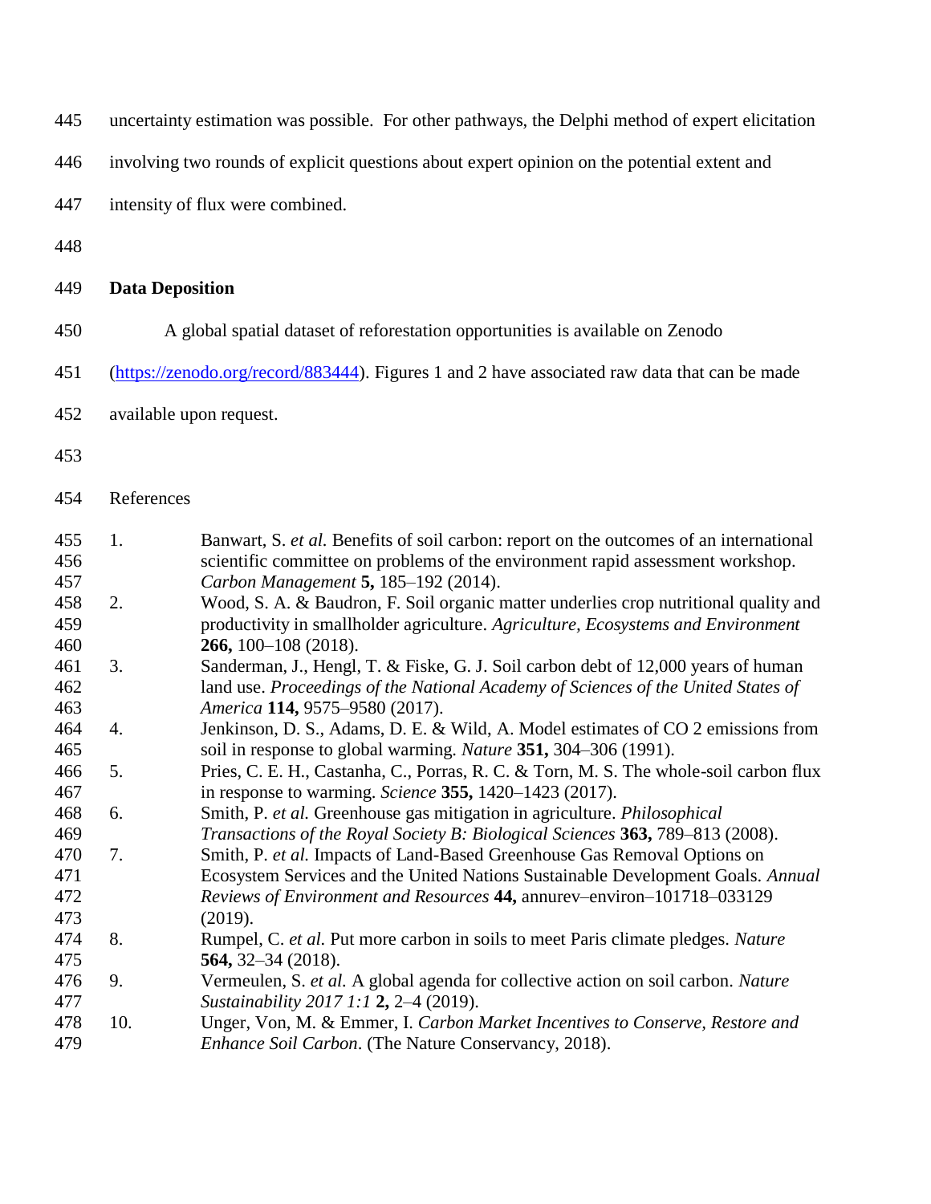uncertainty estimation was possible. For other pathways, the Delphi method of expert elicitation involving two rounds of explicit questions about expert opinion on the potential extent and intensity of flux were combined.

## Data Deposition

A global spatial dataset of reforestation opportunities is available on Zenodo (https://zenodo.org/record/883444). Figures 1 and 2 have associated raw data that can be made available upon request.

## References

1. Banwart, S. *et al.* Benefits of soil carbon: report on the outcomes of an international scientific committee on problems of the environment rapid assessment workshop. *Carbon Management* **5,** 185–192 (2014).
2. Wood, S. A. & Baudron, F. Soil organic matter underlies crop nutritional quality and productivity in smallholder agriculture. *Agriculture, Ecosystems and Environment* **266,** 100–108 (2018).
3. Sanderman, J., Hengl, T. & Fiske, G. J. Soil carbon debt of 12,000 years of human land use. *Proceedings of the National Academy of Sciences of the United States of America* **114,** 9575–9580 (2017).
4. Jenkinson, D. S., Adams, D. E. & Wild, A. Model estimates of CO 2 emissions from soil in response to global warming. *Nature* **351,** 304–306 (1991).
5. Pries, C. E. H., Castanha, C., Porras, R. C. & Torn, M. S. The whole-soil carbon flux in response to warming. *Science* **355,** 1420–1423 (2017).
6. Smith, P. *et al.* Greenhouse gas mitigation in agriculture. *Philosophical Transactions of the Royal Society B: Biological Sciences* **363,** 789–813 (2008).
7. Smith, P. *et al.* Impacts of Land-Based Greenhouse Gas Removal Options on Ecosystem Services and the United Nations Sustainable Development Goals. *Annual Reviews of Environment and Resources* **44,** annurev–environ–101718–033129 (2019).
8. Rumpel, C. *et al.* Put more carbon in soils to meet Paris climate pledges. *Nature* **564,** 32–34 (2018).
9. Vermeulen, S. *et al.* A global agenda for collective action on soil carbon. *Nature Sustainability 2017 1:1* **2,** 2–4 (2019).
10. Unger, Von, M. & Emmer, I. *Carbon Market Incentives to Conserve, Restore and Enhance Soil Carbon*. (The Nature Conservancy, 2018).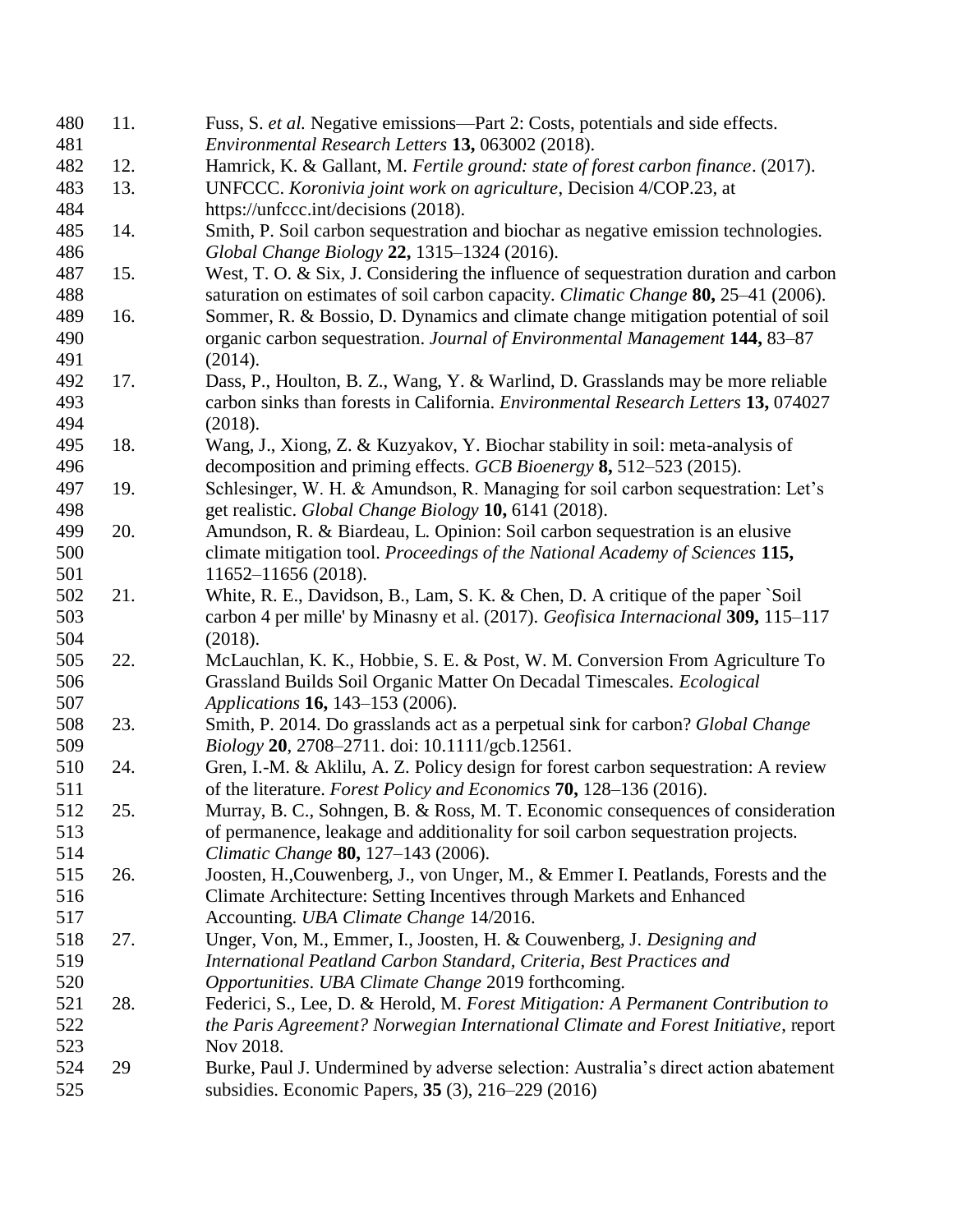11. Fuss, S. *et al.* Negative emissions—Part 2: Costs, potentials and side effects. *Environmental Research Letters* **13,** 063002 (2018).
12. Hamrick, K. & Gallant, M. *Fertile ground: state of forest carbon finance*. (2017).
13. UNFCCC. *Koronivia joint work on agriculture*, Decision 4/COP.23, at https://unfccc.int/decisions (2018).
14. Smith, P. Soil carbon sequestration and biochar as negative emission technologies. *Global Change Biology* **22,** 1315–1324 (2016).
15. West, T. O. & Six, J. Considering the influence of sequestration duration and carbon saturation on estimates of soil carbon capacity. *Climatic Change* **80,** 25–41 (2006).
16. Sommer, R. & Bossio, D. Dynamics and climate change mitigation potential of soil organic carbon sequestration. *Journal of Environmental Management* **144,** 83–87 (2014).
17. Dass, P., Houlton, B. Z., Wang, Y. & Warlind, D. Grasslands may be more reliable carbon sinks than forests in California. *Environmental Research Letters* **13,** 074027 (2018).
18. Wang, J., Xiong, Z. & Kuzyakov, Y. Biochar stability in soil: meta-analysis of decomposition and priming effects. *GCB Bioenergy* **8,** 512–523 (2015).
19. Schlesinger, W. H. & Amundson, R. Managing for soil carbon sequestration: Let's get realistic. *Global Change Biology* **10,** 6141 (2018).
20. Amundson, R. & Biardeau, L. Opinion: Soil carbon sequestration is an elusive climate mitigation tool. *Proceedings of the National Academy of Sciences* **115,** 11652–11656 (2018).
21. White, R. E., Davidson, B., Lam, S. K. & Chen, D. A critique of the paper `Soil carbon 4 per mille' by Minasny et al. (2017). *Geofisica Internacional* **309,** 115–117 (2018).
22. McLauchlan, K. K., Hobbie, S. E. & Post, W. M. Conversion From Agriculture To Grassland Builds Soil Organic Matter On Decadal Timescales. *Ecological Applications* **16,** 143–153 (2006).
23. Smith, P. 2014. Do grasslands act as a perpetual sink for carbon? *Global Change Biology* **20**, 2708–2711. doi: 10.1111/gcb.12561.
24. Gren, I.-M. & Aklilu, A. Z. Policy design for forest carbon sequestration: A review of the literature. *Forest Policy and Economics* **70,** 128–136 (2016).
25. Murray, B. C., Sohngen, B. & Ross, M. T. Economic consequences of consideration of permanence, leakage and additionality for soil carbon sequestration projects. *Climatic Change* **80,** 127–143 (2006).
26. Joosten, H.,Couwenberg, J., von Unger, M., & Emmer I. Peatlands, Forests and the Climate Architecture: Setting Incentives through Markets and Enhanced Accounting. *UBA Climate Change* 14/2016.
27. Unger, Von, M., Emmer, I., Joosten, H. & Couwenberg, J. *Designing and International Peatland Carbon Standard, Criteria, Best Practices and Opportunities*. *UBA Climate Change* 2019 forthcoming.
28. Federici, S., Lee, D. & Herold, M. *Forest Mitigation: A Permanent Contribution to the Paris Agreement? Norwegian International Climate and Forest Initiative*, report Nov 2018.
29. Burke, Paul J. Undermined by adverse selection: Australia's direct action abatement subsidies. Economic Papers, **35** (3), 216–229 (2016)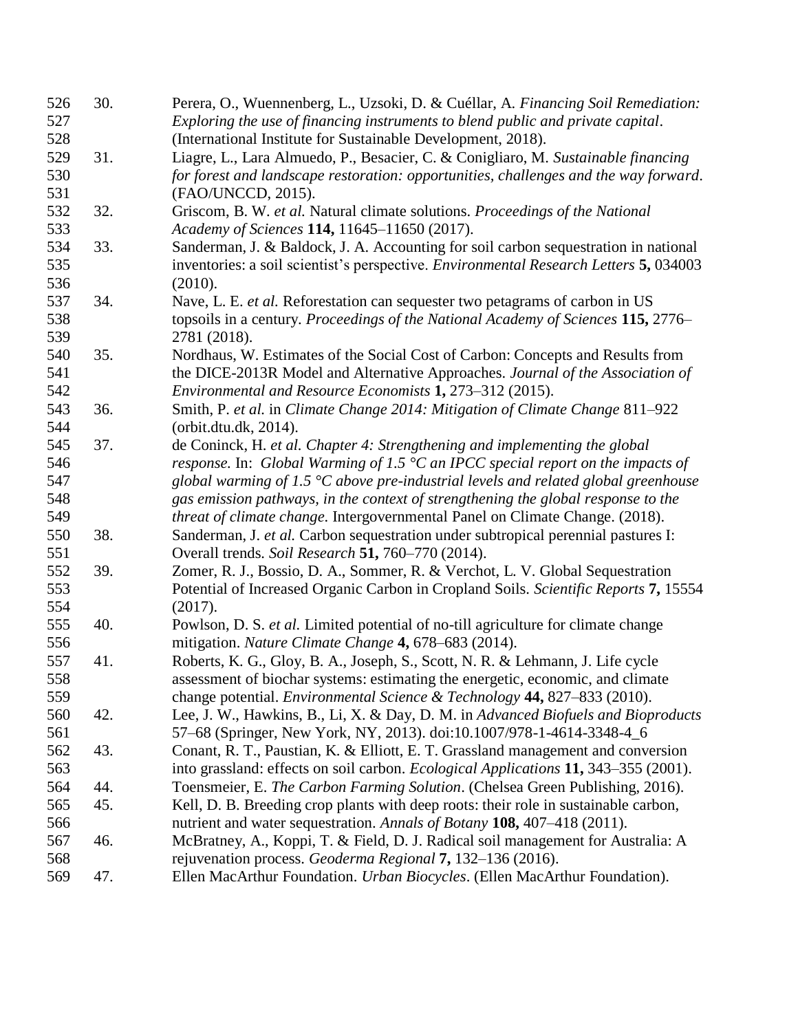30. Perera, O., Wuennenberg, L., Uzsoki, D. & Cuéllar, A. *Financing Soil Remediation: Exploring the use of financing instruments to blend public and private capital*. (International Institute for Sustainable Development, 2018).
31. Liagre, L., Lara Almuedo, P., Besacier, C. & Conigliaro, M. *Sustainable financing for forest and landscape restoration: opportunities, challenges and the way forward*. (FAO/UNCCD, 2015).
32. Griscom, B. W. *et al.* Natural climate solutions. *Proceedings of the National Academy of Sciences* **114,** 11645–11650 (2017).
33. Sanderman, J. & Baldock, J. A. Accounting for soil carbon sequestration in national inventories: a soil scientist's perspective. *Environmental Research Letters* **5,** 034003 (2010).
34. Nave, L. E. *et al.* Reforestation can sequester two petagrams of carbon in US topsoils in a century. *Proceedings of the National Academy of Sciences* **115,** 2776–2781 (2018).
35. Nordhaus, W. Estimates of the Social Cost of Carbon: Concepts and Results from the DICE-2013R Model and Alternative Approaches. *Journal of the Association of Environmental and Resource Economists* **1,** 273–312 (2015).
36. Smith, P. *et al.* in *Climate Change 2014: Mitigation of Climate Change* 811–922 (orbit.dtu.dk, 2014).
37. de Coninck, H. *et al. Chapter 4: Strengthening and implementing the global response.* In: *Global Warming of 1.5 °C an IPCC special report on the impacts of global warming of 1.5 °C above pre-industrial levels and related global greenhouse gas emission pathways, in the context of strengthening the global response to the threat of climate change.* Intergovernmental Panel on Climate Change. (2018).
38. Sanderman, J. *et al.* Carbon sequestration under subtropical perennial pastures I: Overall trends. *Soil Research* **51,** 760–770 (2014).
39. Zomer, R. J., Bossio, D. A., Sommer, R. & Verchot, L. V. Global Sequestration Potential of Increased Organic Carbon in Cropland Soils. *Scientific Reports* **7,** 15554 (2017).
40. Powlson, D. S. *et al.* Limited potential of no-till agriculture for climate change mitigation. *Nature Climate Change* **4,** 678–683 (2014).
41. Roberts, K. G., Gloy, B. A., Joseph, S., Scott, N. R. & Lehmann, J. Life cycle assessment of biochar systems: estimating the energetic, economic, and climate change potential. *Environmental Science & Technology* **44,** 827–833 (2010).
42. Lee, J. W., Hawkins, B., Li, X. & Day, D. M. in *Advanced Biofuels and Bioproducts* 57–68 (Springer, New York, NY, 2013). doi:10.1007/978-1-4614-3348-4_6
43. Conant, R. T., Paustian, K. & Elliott, E. T. Grassland management and conversion into grassland: effects on soil carbon. *Ecological Applications* **11,** 343–355 (2001).
44. Toensmeier, E. *The Carbon Farming Solution*. (Chelsea Green Publishing, 2016).
45. Kell, D. B. Breeding crop plants with deep roots: their role in sustainable carbon, nutrient and water sequestration. *Annals of Botany* **108,** 407–418 (2011).
46. McBratney, A., Koppi, T. & Field, D. J. Radical soil management for Australia: A rejuvenation process. *Geoderma Regional* **7,** 132–136 (2016).
47. Ellen MacArthur Foundation. *Urban Biocycles*. (Ellen MacArthur Foundation).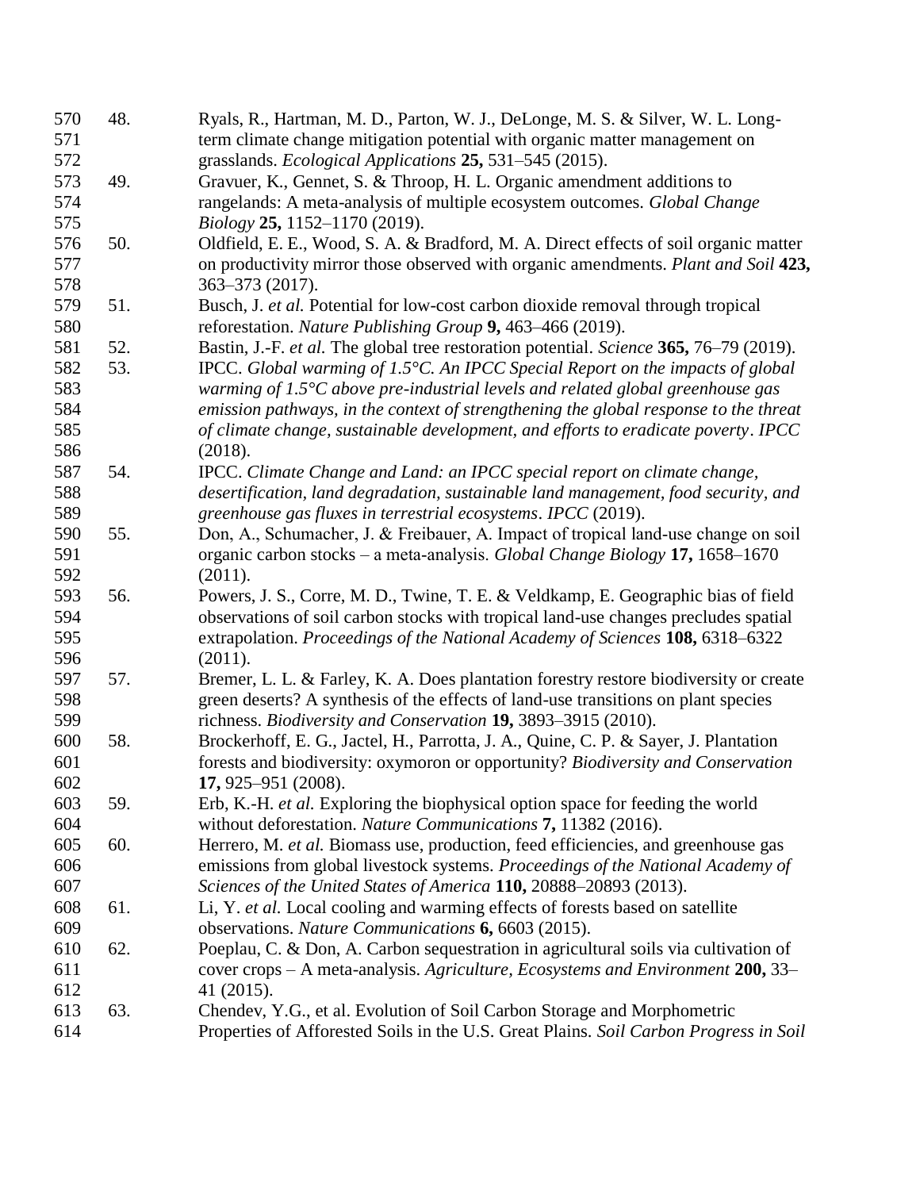48. Ryals, R., Hartman, M. D., Parton, W. J., DeLonge, M. S. & Silver, W. L. Long-term climate change mitigation potential with organic matter management on grasslands. *Ecological Applications* **25,** 531–545 (2015).
49. Gravuer, K., Gennet, S. & Throop, H. L. Organic amendment additions to rangelands: A meta-analysis of multiple ecosystem outcomes. *Global Change Biology* **25,** 1152–1170 (2019).
50. Oldfield, E. E., Wood, S. A. & Bradford, M. A. Direct effects of soil organic matter on productivity mirror those observed with organic amendments. *Plant and Soil* **423,** 363–373 (2017).
51. Busch, J. *et al.* Potential for low-cost carbon dioxide removal through tropical reforestation. *Nature Publishing Group* **9,** 463–466 (2019).
52. Bastin, J.-F. *et al.* The global tree restoration potential. *Science* **365,** 76–79 (2019).
53. IPCC. *Global warming of 1.5°C. An IPCC Special Report on the impacts of global warming of 1.5°C above pre-industrial levels and related global greenhouse gas emission pathways, in the context of strengthening the global response to the threat of climate change, sustainable development, and efforts to eradicate poverty*. *IPCC* (2018).
54. IPCC. *Climate Change and Land: an IPCC special report on climate change, desertification, land degradation, sustainable land management, food security, and greenhouse gas fluxes in terrestrial ecosystems*. *IPCC* (2019).
55. Don, A., Schumacher, J. & Freibauer, A. Impact of tropical land-use change on soil organic carbon stocks – a meta-analysis. *Global Change Biology* **17,** 1658–1670 (2011).
56. Powers, J. S., Corre, M. D., Twine, T. E. & Veldkamp, E. Geographic bias of field observations of soil carbon stocks with tropical land-use changes precludes spatial extrapolation. *Proceedings of the National Academy of Sciences* **108,** 6318–6322 (2011).
57. Bremer, L. L. & Farley, K. A. Does plantation forestry restore biodiversity or create green deserts? A synthesis of the effects of land-use transitions on plant species richness. *Biodiversity and Conservation* **19,** 3893–3915 (2010).
58. Brockerhoff, E. G., Jactel, H., Parrotta, J. A., Quine, C. P. & Sayer, J. Plantation forests and biodiversity: oxymoron or opportunity? *Biodiversity and Conservation* **17,** 925–951 (2008).
59. Erb, K.-H. *et al.* Exploring the biophysical option space for feeding the world without deforestation. *Nature Communications* **7,** 11382 (2016).
60. Herrero, M. *et al.* Biomass use, production, feed efficiencies, and greenhouse gas emissions from global livestock systems. *Proceedings of the National Academy of Sciences of the United States of America* **110,** 20888–20893 (2013).
61. Li, Y. *et al.* Local cooling and warming effects of forests based on satellite observations. *Nature Communications* **6,** 6603 (2015).
62. Poeplau, C. & Don, A. Carbon sequestration in agricultural soils via cultivation of cover crops – A meta-analysis. *Agriculture, Ecosystems and Environment* **200,** 33–41 (2015).
63. Chendev, Y.G., et al. Evolution of Soil Carbon Storage and Morphometric Properties of Afforested Soils in the U.S. Great Plains. *Soil Carbon Progress in Soil*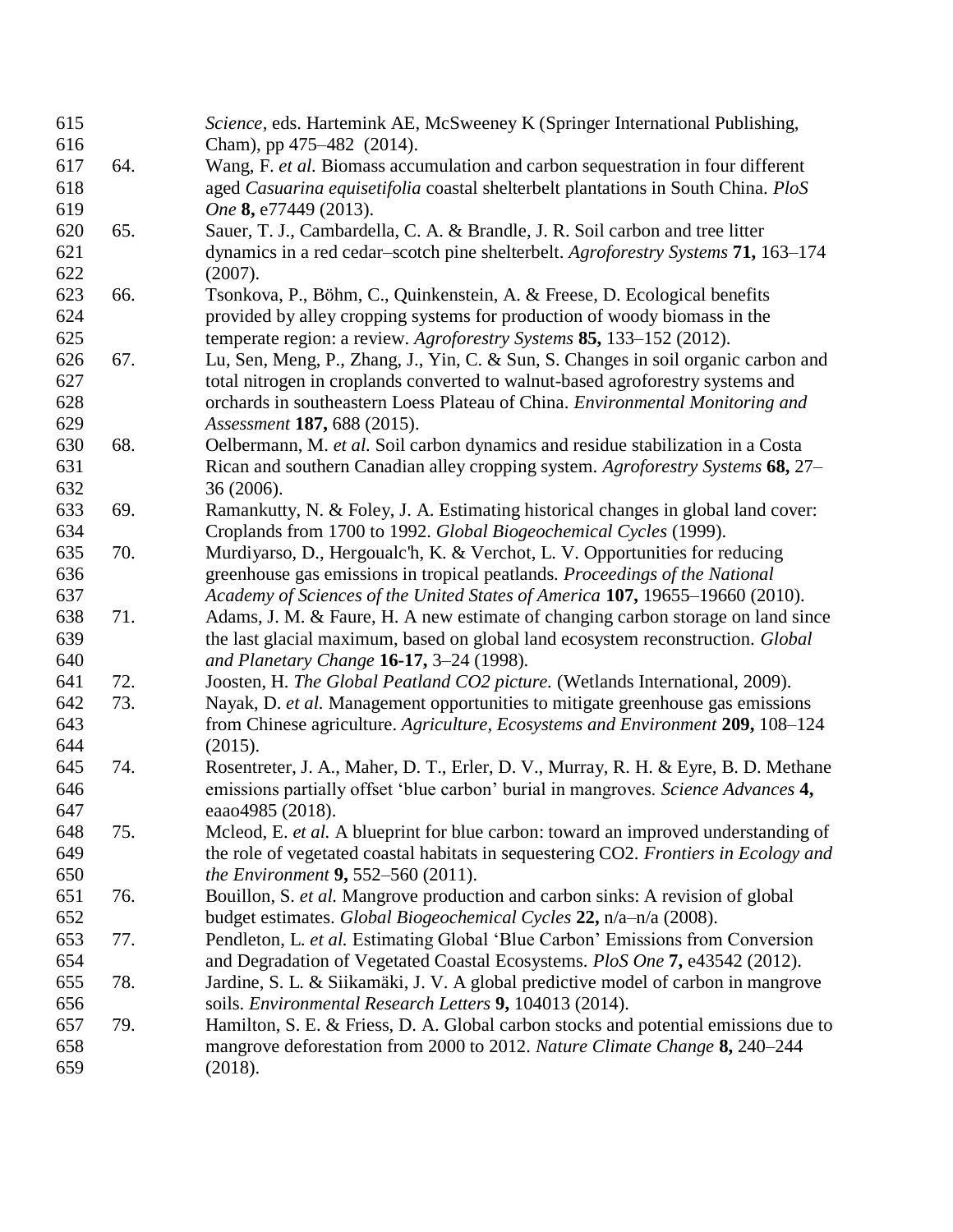*Science*, eds. Hartemink AE, McSweeney K (Springer International Publishing, Cham), pp 475–482 (2014).

64. Wang, F. *et al.* Biomass accumulation and carbon sequestration in four different aged *Casuarina equisetifolia* coastal shelterbelt plantations in South China. *PloS One* **8,** e77449 (2013).
65. Sauer, T. J., Cambardella, C. A. & Brandle, J. R. Soil carbon and tree litter dynamics in a red cedar–scotch pine shelterbelt. *Agroforestry Systems* **71,** 163–174 (2007).
66. Tsonkova, P., Böhm, C., Quinkenstein, A. & Freese, D. Ecological benefits provided by alley cropping systems for production of woody biomass in the temperate region: a review. *Agroforestry Systems* **85,** 133–152 (2012).
67. Lu, Sen, Meng, P., Zhang, J., Yin, C. & Sun, S. Changes in soil organic carbon and total nitrogen in croplands converted to walnut-based agroforestry systems and orchards in southeastern Loess Plateau of China. *Environmental Monitoring and Assessment* **187,** 688 (2015).
68. Oelbermann, M. *et al.* Soil carbon dynamics and residue stabilization in a Costa Rican and southern Canadian alley cropping system. *Agroforestry Systems* **68,** 27–36 (2006).
69. Ramankutty, N. & Foley, J. A. Estimating historical changes in global land cover: Croplands from 1700 to 1992. *Global Biogeochemical Cycles* (1999).
70. Murdiyarso, D., Hergoualc'h, K. & Verchot, L. V. Opportunities for reducing greenhouse gas emissions in tropical peatlands. *Proceedings of the National Academy of Sciences of the United States of America* **107,** 19655–19660 (2010).
71. Adams, J. M. & Faure, H. A new estimate of changing carbon storage on land since the last glacial maximum, based on global land ecosystem reconstruction. *Global and Planetary Change* **16-17,** 3–24 (1998).
72. Joosten, H. *The Global Peatland CO2 picture.* (Wetlands International, 2009).
73. Nayak, D. *et al.* Management opportunities to mitigate greenhouse gas emissions from Chinese agriculture. *Agriculture, Ecosystems and Environment* **209,** 108–124 (2015).
74. Rosentreter, J. A., Maher, D. T., Erler, D. V., Murray, R. H. & Eyre, B. D. Methane emissions partially offset 'blue carbon' burial in mangroves. *Science Advances* **4,** eaao4985 (2018).
75. Mcleod, E. *et al.* A blueprint for blue carbon: toward an improved understanding of the role of vegetated coastal habitats in sequestering CO2. *Frontiers in Ecology and the Environment* **9,** 552–560 (2011).
76. Bouillon, S. *et al.* Mangrove production and carbon sinks: A revision of global budget estimates. *Global Biogeochemical Cycles* **22,** n/a–n/a (2008).
77. Pendleton, L. *et al.* Estimating Global 'Blue Carbon' Emissions from Conversion and Degradation of Vegetated Coastal Ecosystems. *PloS One* **7,** e43542 (2012).
78. Jardine, S. L. & Siikamäki, J. V. A global predictive model of carbon in mangrove soils. *Environmental Research Letters* **9,** 104013 (2014).
79. Hamilton, S. E. & Friess, D. A. Global carbon stocks and potential emissions due to mangrove deforestation from 2000 to 2012. *Nature Climate Change* **8,** 240–244 (2018).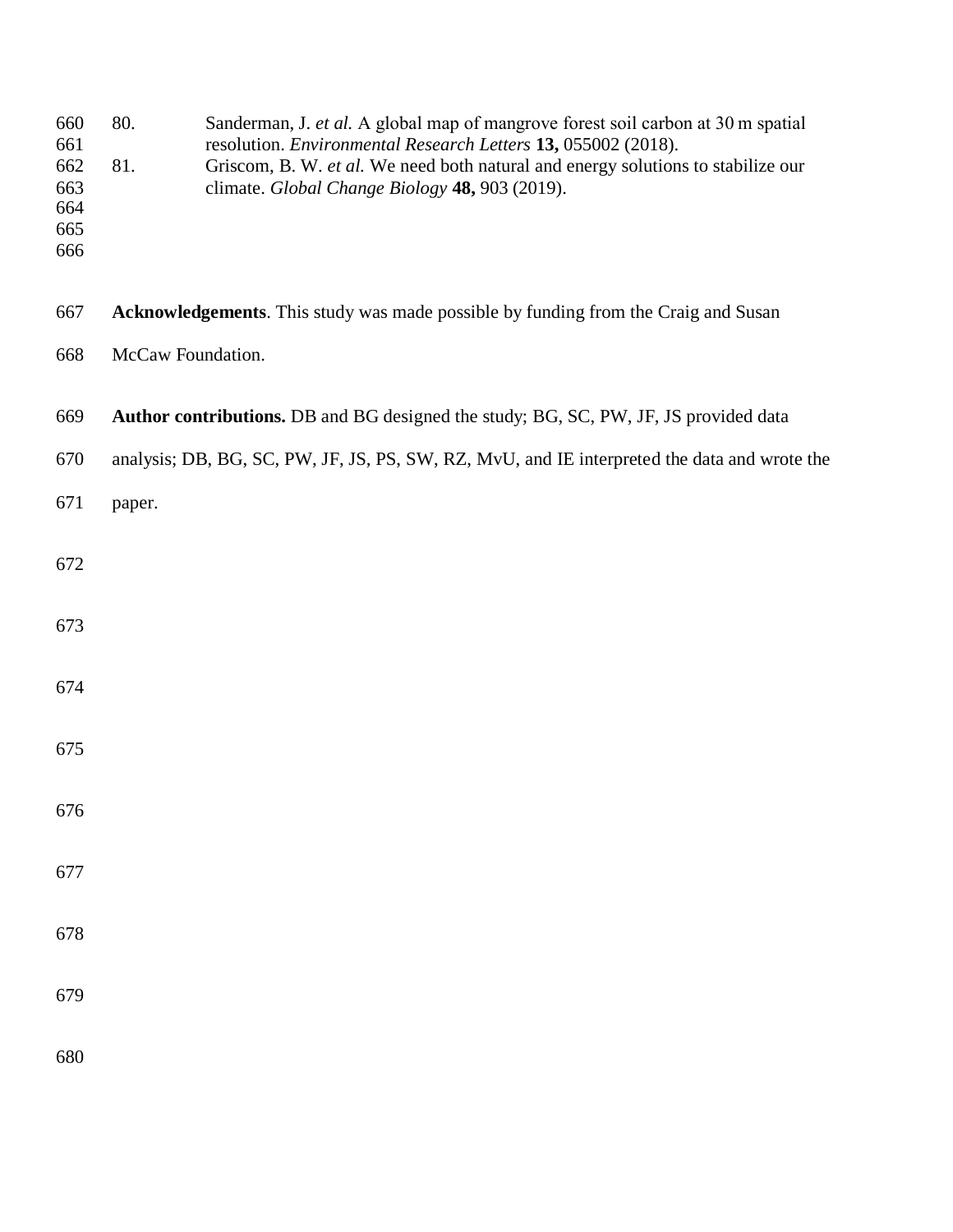80. Sanderman, J. *et al.* A global map of mangrove forest soil carbon at 30 m spatial resolution. *Environmental Research Letters* **13,** 055002 (2018).
81. Griscom, B. W. *et al.* We need both natural and energy solutions to stabilize our climate. *Global Change Biology* **48,** 903 (2019).

**Acknowledgements**. This study was made possible by funding from the Craig and Susan McCaw Foundation.

**Author contributions.** DB and BG designed the study; BG, SC, PW, JF, JS provided data analysis; DB, BG, SC, PW, JF, JS, PS, SW, RZ, MvU, and IE interpreted the data and wrote the paper.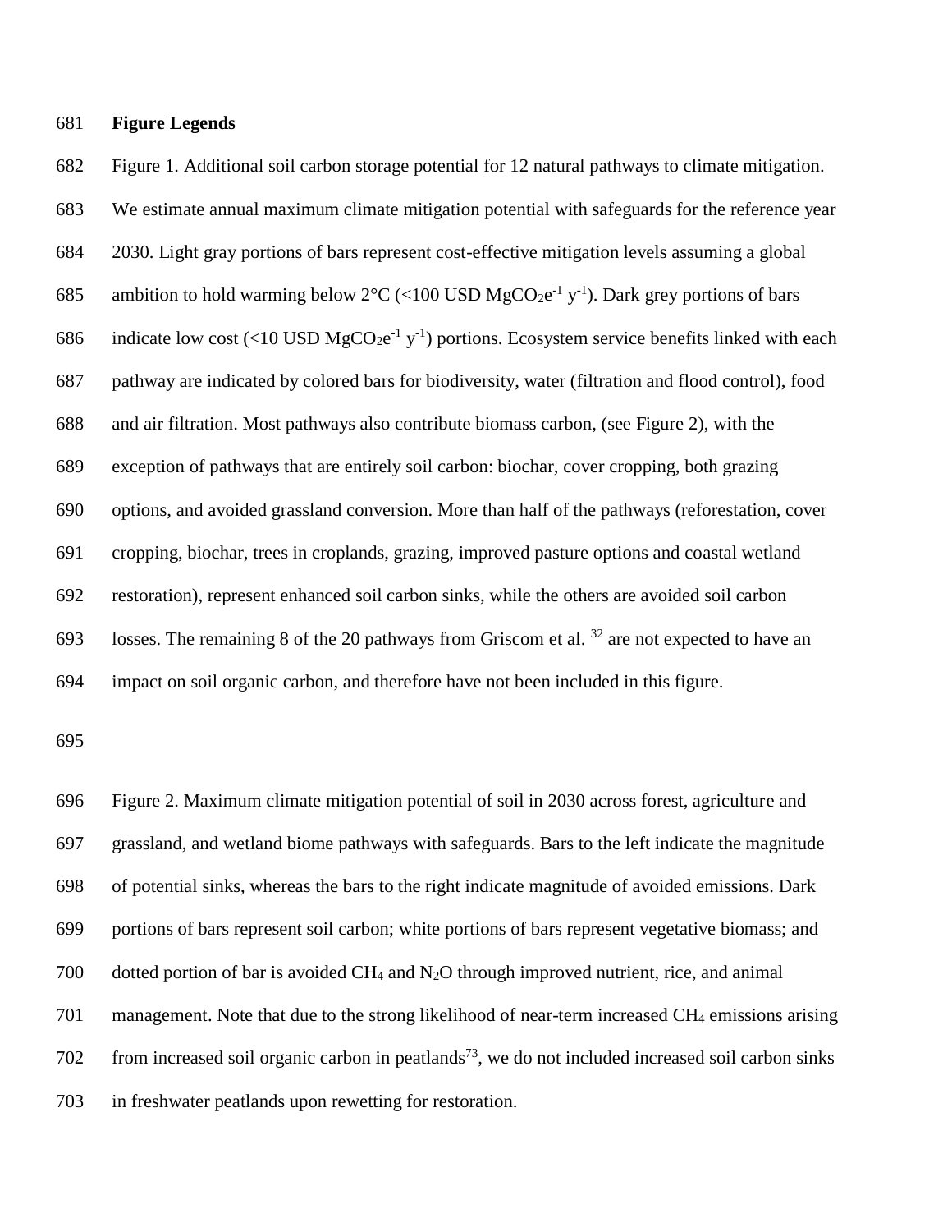**Figure Legends**

Figure 1. Additional soil carbon storage potential for 12 natural pathways to climate mitigation. We estimate annual maximum climate mitigation potential with safeguards for the reference year 2030. Light gray portions of bars represent cost-effective mitigation levels assuming a global ambition to hold warming below 2°C (<100 USD $MgCO_2e^{-1}$ $y^{-1}$). Dark grey portions of bars indicate low cost (<10 USD $MgCO_2e^{-1}$ $y^{-1}$) portions. Ecosystem service benefits linked with each pathway are indicated by colored bars for biodiversity, water (filtration and flood control), food and air filtration. Most pathways also contribute biomass carbon, (see Figure 2), with the exception of pathways that are entirely soil carbon: biochar, cover cropping, both grazing options, and avoided grassland conversion. More than half of the pathways (reforestation, cover cropping, biochar, trees in croplands, grazing, improved pasture options and coastal wetland restoration), represent enhanced soil carbon sinks, while the others are avoided soil carbon losses. The remaining 8 of the 20 pathways from Griscom et al. [32] are not expected to have an impact on soil organic carbon, and therefore have not been included in this figure.

Figure 2. Maximum climate mitigation potential of soil in 2030 across forest, agriculture and grassland, and wetland biome pathways with safeguards. Bars to the left indicate the magnitude of potential sinks, whereas the bars to the right indicate magnitude of avoided emissions. Dark portions of bars represent soil carbon; white portions of bars represent vegetative biomass; and dotted portion of bar is avoided $CH_4$ and $N_2O$ through improved nutrient, rice, and animal management. Note that due to the strong likelihood of near-term increased $CH_4$ emissions arising from increased soil organic carbon in peatlands[73], we do not included increased soil carbon sinks in freshwater peatlands upon rewetting for restoration.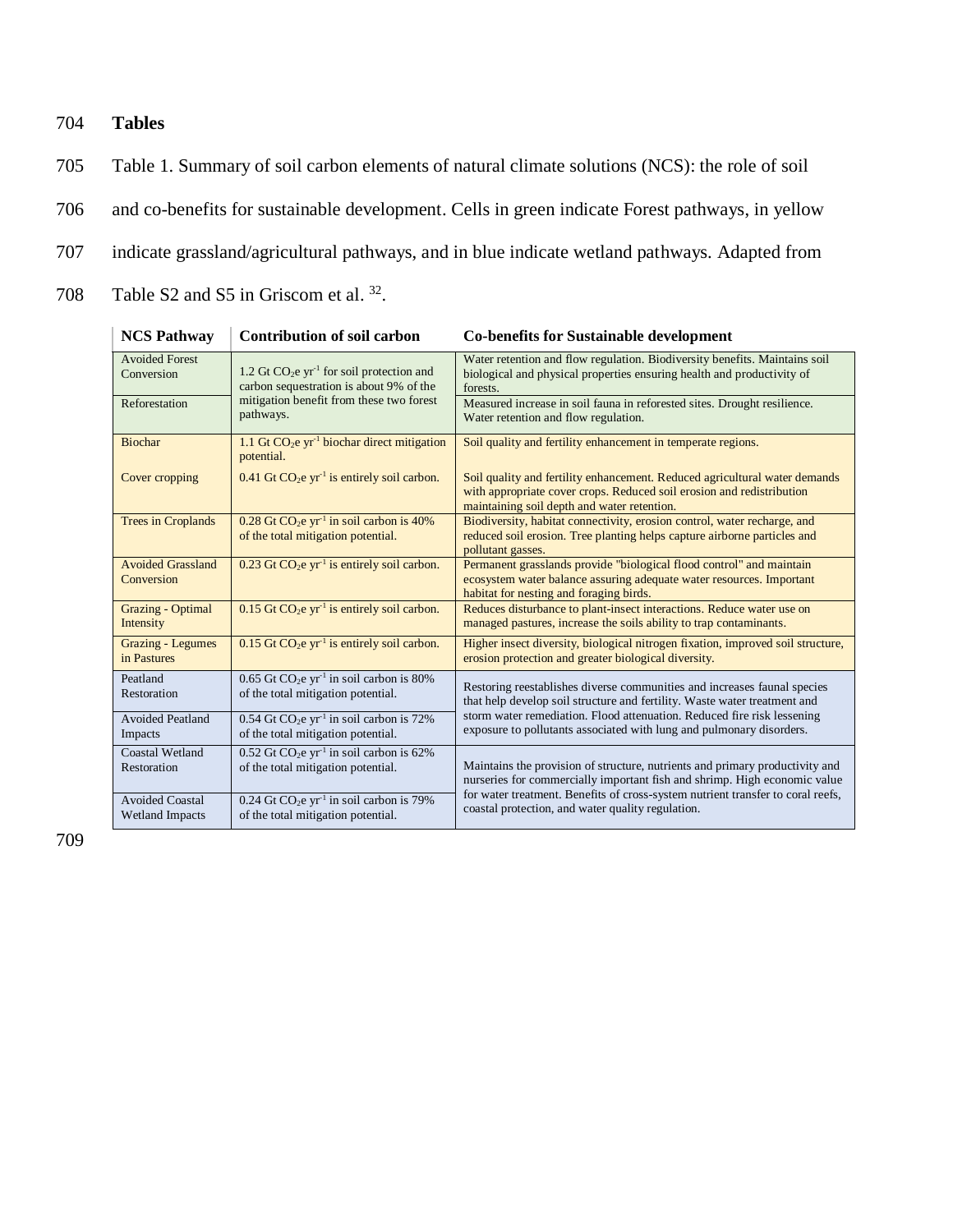## Tables

Table 1. Summary of soil carbon elements of natural climate solutions (NCS): the role of soil and co-benefits for sustainable development. Cells in green indicate Forest pathways, in yellow indicate grassland/agricultural pathways, and in blue indicate wetland pathways. Adapted from Table S2 and S5 in Griscom et al. [32].

| NCS Pathway | Contribution of soil carbon | Co-benefits for Sustainable development |
|---|---|---|
| Avoided Forest Conversion | 1.2 Gt $CO_2$e $yr^{-1}$ for soil protection and carbon sequestration is about 9% of the mitigation benefit from these two forest pathways. | Water retention and flow regulation. Biodiversity benefits. Maintains soil biological and physical properties ensuring health and productivity of forests. |
| Reforestation | | Measured increase in soil fauna in reforested sites. Drought resilience. Water retention and flow regulation. |
| Biochar | 1.1 Gt $CO_2$e $yr^{-1}$ biochar direct mitigation potential. | Soil quality and fertility enhancement in temperate regions. |
| Cover cropping | 0.41 Gt $CO_2$e $yr^{-1}$ is entirely soil carbon. | Soil quality and fertility enhancement. Reduced agricultural water demands with appropriate cover crops. Reduced soil erosion and redistribution maintaining soil depth and water retention. |
| Trees in Croplands | 0.28 Gt $CO_2$e $yr^{-1}$ in soil carbon is 40% of the total mitigation potential. | Biodiversity, habitat connectivity, erosion control, water recharge, and reduced soil erosion. Tree planting helps capture airborne particles and pollutant gasses. |
| Avoided Grassland Conversion | 0.23 Gt $CO_2$e $yr^{-1}$ is entirely soil carbon. | Permanent grasslands provide "biological flood control" and maintain ecosystem water balance assuring adequate water resources. Important habitat for nesting and foraging birds. |
| Grazing - Optimal Intensity | 0.15 Gt $CO_2$e $yr^{-1}$ is entirely soil carbon. | Reduces disturbance to plant-insect interactions. Reduce water use on managed pastures, increase the soils ability to trap contaminants. |
| Grazing - Legumes in Pastures | 0.15 Gt $CO_2$e $yr^{-1}$ is entirely soil carbon. | Higher insect diversity, biological nitrogen fixation, improved soil structure, erosion protection and greater biological diversity. |
| Peatland Restoration | 0.65 Gt $CO_2$e $yr^{-1}$ in soil carbon is 80% of the total mitigation potential. | Restoring reestablishes diverse communities and increases faunal species that help develop soil structure and fertility. Waste water treatment and storm water remediation. Flood attenuation. Reduced fire risk lessening exposure to pollutants associated with lung and pulmonary disorders. |
| Avoided Peatland Impacts | 0.54 Gt $CO_2$e $yr^{-1}$ in soil carbon is 72% of the total mitigation potential. | |
| Coastal Wetland Restoration | 0.52 Gt $CO_2$e $yr^{-1}$ in soil carbon is 62% of the total mitigation potential. | Maintains the provision of structure, nutrients and primary productivity and nurseries for commercially important fish and shrimp. High economic value for water treatment. Benefits of cross-system nutrient transfer to coral reefs, coastal protection, and water quality regulation. |
| Avoided Coastal Wetland Impacts | 0.24 Gt $CO_2$e $yr^{-1}$ in soil carbon is 79% of the total mitigation potential. | |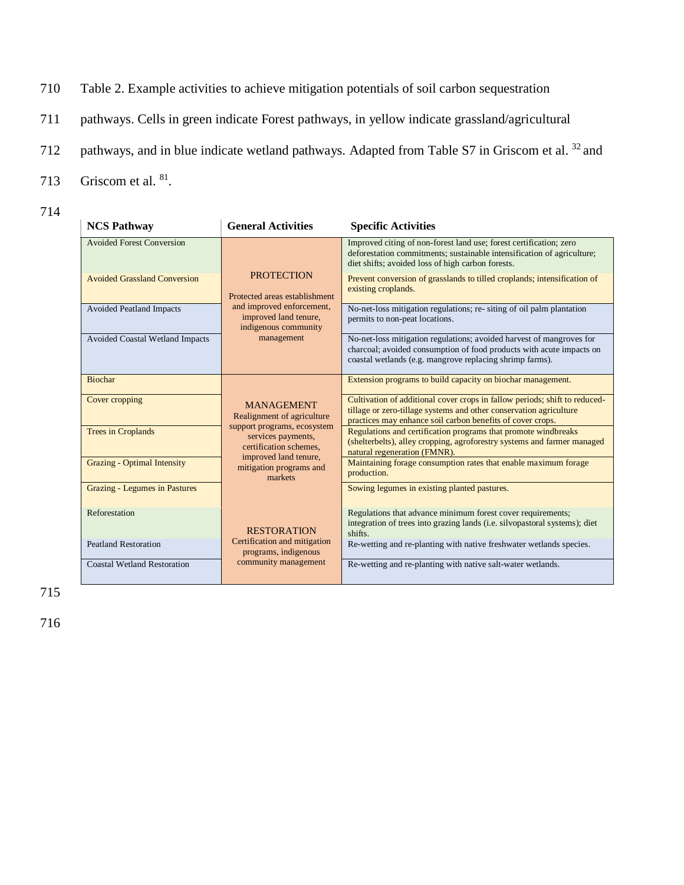Table 2. Example activities to achieve mitigation potentials of soil carbon sequestration pathways. Cells in green indicate Forest pathways, in yellow indicate grassland/agricultural pathways, and in blue indicate wetland pathways. Adapted from Table S7 in Griscom et al. [32] and Griscom et al. [81].

| NCS Pathway | General Activities | Specific Activities |
|---|---|---|
| Avoided Forest Conversion | PROTECTION Protected areas establishment and improved enforcement, improved land tenure, indigenous community management | Improved citing of non-forest land use; forest certification; zero deforestation commitments; sustainable intensification of agriculture; diet shifts; avoided loss of high carbon forests. |
| Avoided Grassland Conversion | | Prevent conversion of grasslands to tilled croplands; intensification of existing croplands. |
| Avoided Peatland Impacts | | No-net-loss mitigation regulations; re- siting of oil palm plantation permits to non-peat locations. |
| Avoided Coastal Wetland Impacts | | No-net-loss mitigation regulations; avoided harvest of mangroves for charcoal; avoided consumption of food products with acute impacts on coastal wetlands (e.g. mangrove replacing shrimp farms). |
| Biochar | MANAGEMENT Realignment of agriculture support programs, ecosystem services payments, certification schemes, improved land tenure, mitigation programs and markets | Extension programs to build capacity on biochar management. |
| Cover cropping | | Cultivation of additional cover crops in fallow periods; shift to reduced-tillage or zero-tillage systems and other conservation agriculture practices may enhance soil carbon benefits of cover crops. |
| Trees in Croplands | | Regulations and certification programs that promote windbreaks (shelterbelts), alley cropping, agroforestry systems and farmer managed natural regeneration (FMNR). |
| Grazing - Optimal Intensity | | Maintaining forage consumption rates that enable maximum forage production. |
| Grazing - Legumes in Pastures | | Sowing legumes in existing planted pastures. |
| Reforestation | RESTORATION Certification and mitigation programs, indigenous community management | Regulations that advance minimum forest cover requirements; integration of trees into grazing lands (i.e. silvopastoral systems); diet shifts. |
| Peatland Restoration | | Re-wetting and re-planting with native freshwater wetlands species. |
| Coastal Wetland Restoration | | Re-wetting and re-planting with native salt-water wetlands. |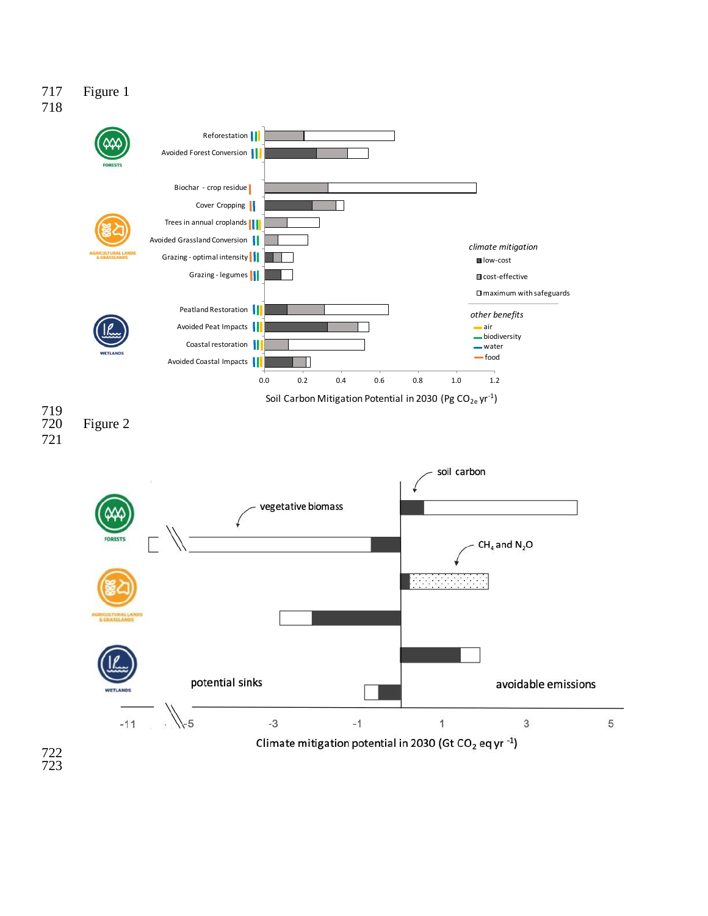Figure 1

FORESTS

AGRICULTURAL LANDS & GRASSLANDS

WETLANDS

Reforestation

Avoided Forest Conversion

Biochar - crop residue

Cover Cropping

Trees in annual croplands

Avoided Grassland Conversion

Grazing - optimal intensity

Grazing - legumes

Peatland Restoration

Avoided Peat Impacts

Coastal restoration

Avoided Coastal Impacts

*climate mitigation*

low-cost

cost-effective

maximum with safeguards

*other benefits*

air

biodiversity

water

food

0.0 0.2 0.4 0.6 0.8 1.0 1.2

Soil Carbon Mitigation Potential in 2030 (Pg $CO_{2e}$ $yr^{-1}$)

Figure 2

FORESTS

AGRICULTURAL LANDS & GRASSLANDS

WETLANDS

soil carbon

vegetative biomass

$CH_4$ and $N_2O$

potential sinks

avoidable emissions

-11 -5 -3 -1 1 3 5

Climate mitigation potential in 2030 (Gt $CO_2$ eq $yr^{-1}$)